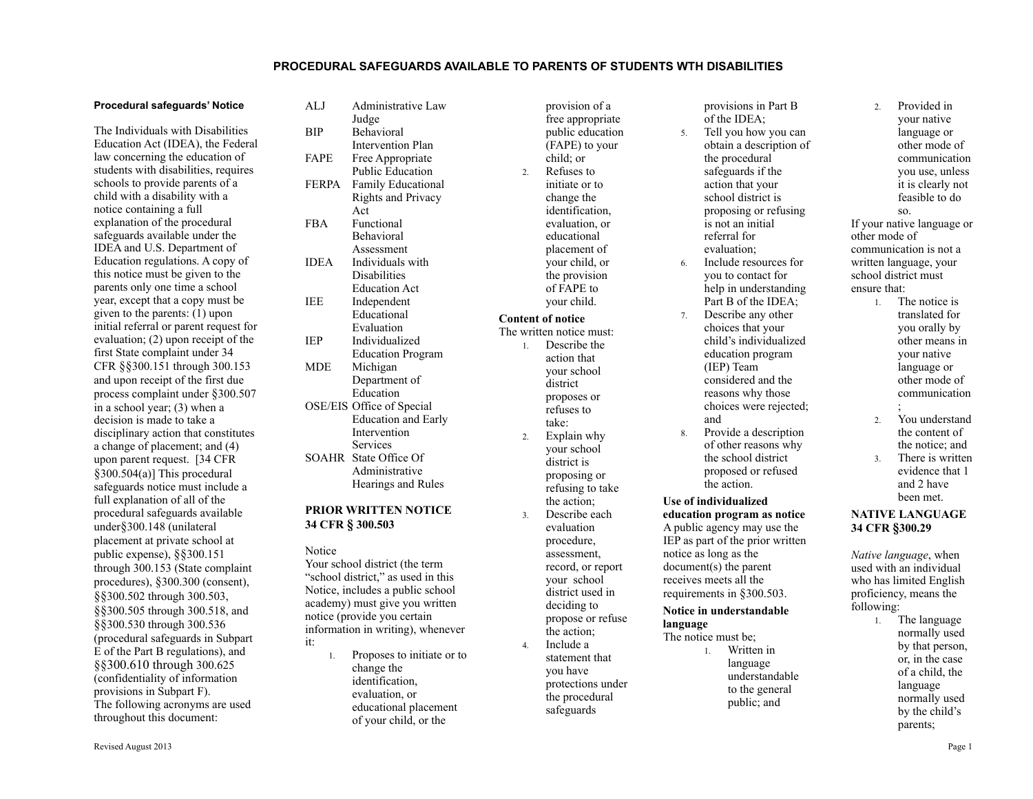# PROCEDURAL SAFEGUARDS AVAILABLE TO PARENTS OF STUDENTS WTH DISABILITIES

**Procedural safeguards' Notice**

The Individuals with Disabilities Education Act (IDEA), the Federal law concerning the education of students with disabilities, requires schools to provide parents of a child with a disability with a notice containing a full explanation of the procedural safeguards available under the IDEA and U.S. Department of Education regulations. A copy of this notice must be given to the parents only one time a school year, except that a copy must be given to the parents: (1) upon initial referral or parent request for evaluation; (2) upon receipt of the first State complaint under 34 CFR §§300.151 through 300.153 and upon receipt of the first due process complaint under §300.507 in a school year; (3) when a decision is made to take a disciplinary action that constitutes a change of placement; and (4) upon parent request. [34 CFR §300.504(a)] This procedural safeguards notice must include a full explanation of all of the procedural safeguards available under§300.148 (unilateral placement at private school at public expense), §§300.151 through 300.153 (State complaint procedures), §300.300 (consent), §§300.502 through 300.503, §§300.505 through 300.518, and §§300.530 through 300.536 (procedural safeguards in Subpart E of the Part B regulations), and §§300.610 through 300.625 (confidentiality of information provisions in Subpart F).

The following acronyms are used throughout this document:

| | |
|---|---|
| ALJ | Administrative Law Judge |
| BIP | Behavioral Intervention Plan |
| FAPE | Free Appropriate Public Education |
| FERPA | Family Educational Rights and Privacy Act |
| FBA | Functional Behavioral Assessment |
| IDEA | Individuals with Disabilities Education Act |
| IEE | Independent Educational Evaluation |
| IEP | Individualized Education Program |
| MDE | Michigan Department of Education |
| OSE/EIS | Office of Special Education and Early Intervention Services |
| SOAHR | State Office Of Administrative Hearings and Rules |

## PRIOR WRITTEN NOTICE 34 CFR § 300.503

Notice

Your school district (the term "school district," as used in this Notice, includes a public school academy) must give you written notice (provide you certain information in writing), whenever it:

1. Proposes to initiate or to change the identification, evaluation, or educational placement of your child, or the provision of a free appropriate public education (FAPE) to your child; or
2. Refuses to initiate or to change the identification, evaluation, or educational placement of your child, or the provision of FAPE to your child.

**Content of notice**

The written notice must:

1. Describe the action that your school district proposes or refuses to take:
2. Explain why your school district is proposing or refusing to take the action;
3. Describe each evaluation procedure, assessment, record, or report your school district used in deciding to propose or refuse the action;
4. Include a statement that you have protections under the procedural safeguards provisions in Part B of the IDEA;
5. Tell you how you can obtain a description of the procedural safeguards if the action that your school district is proposing or refusing is not an initial referral for evaluation;
6. Include resources for you to contact for help in understanding Part B of the IDEA;
7. Describe any other choices that your child's individualized education program (IEP) Team considered and the reasons why those choices were rejected; and
8. Provide a description of other reasons why the school district proposed or refused the action.

**Use of individualized education program as notice**

A public agency may use the IEP as part of the prior written notice as long as the document(s) the parent receives meets all the requirements in §300.503.

**Notice in understandable language**

The notice must be;

1. Written in language understandable to the general public; and
2. Provided in your native language or other mode of communication you use, unless it is clearly not feasible to do so.

If your native language or other mode of communication is not a written language, your school district must ensure that:

1. The notice is translated for you orally by other means in your native language or other mode of communication;
2. You understand the content of the notice; and
3. There is written evidence that 1 and 2 have been met.

## NATIVE LANGUAGE 34 CFR §300.29

*Native language*, when used with an individual who has limited English proficiency, means the following:

1. The language normally used by that person, or, in the case of a child, the language normally used by the child's parents;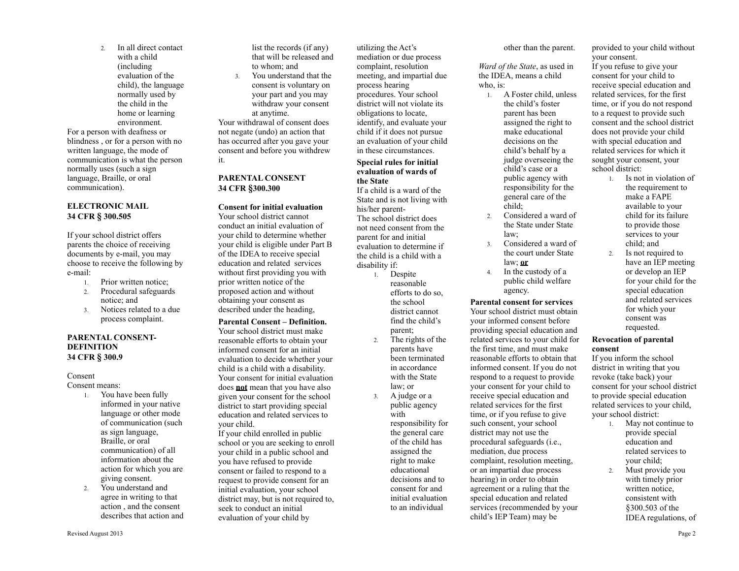2. In all direct contact with a child (including evaluation of the child), the language normally used by the child in the home or learning environment.

For a person with deafness or blindness , or for a person with no written language, the mode of communication is what the person normally uses (such a sign language, Braille, or oral communication).

**ELECTRONIC MAIL**
**34 CFR § 300.505**

If your school district offers parents the choice of receiving documents by e-mail, you may choose to receive the following by e-mail:

1. Prior written notice;
2. Procedural safeguards notice; and
3. Notices related to a due process complaint.

**PARENTAL CONSENT-DEFINITION**
**34 CFR § 300.9**

Consent

Consent means:

1. You have been fully informed in your native language or other mode of communication (such as sign language, Braille, or oral communication) of all information about the action for which you are giving consent.
2. You understand and agree in writing to that action , and the consent describes that action and list the records (if any) that will be released and to whom; and
3. You understand that the consent is voluntary on your part and you may withdraw your consent at anytime.

Your withdrawal of consent does not negate (undo) an action that has occurred after you gave your consent and before you withdrew it.

**PARENTAL CONSENT**
**34 CFR §300.300**

**Consent for initial evaluation**

Your school district cannot conduct an initial evaluation of your child to determine whether your child is eligible under Part B of the IDEA to receive special education and related services without first providing you with prior written notice of the proposed action and without obtaining your consent as described under the heading,

**Parental Consent – Definition.**

Your school district must make reasonable efforts to obtain your informed consent for an initial evaluation to decide whether your child is a child with a disability.

Your consent for initial evaluation does **not** mean that you have also given your consent for the school district to start providing special education and related services to your child.

If your child enrolled in public school or you are seeking to enroll your child in a public school and you have refused to provide consent or failed to respond to a request to provide consent for an initial evaluation, your school district may, but is not required to, seek to conduct an initial evaluation of your child by utilizing the Act's mediation or due process complaint, resolution meeting, and impartial due process hearing procedures. Your school district will not violate its obligations to locate, identify, and evaluate your child if it does not pursue an evaluation of your child in these circumstances.

**Special rules for initial evaluation of wards of the State**

If a child is a ward of the State and is not living with his/her parent-

The school district does not need consent from the parent for and initial evaluation to determine if the child is a child with a disability if:

1. Despite reasonable efforts to do so, the school district cannot find the child's parent;
2. The rights of the parents have been terminated in accordance with the State law; or
3. A judge or a public agency with responsibility for the general care of the child has assigned the right to make educational decisions and to consent for and initial evaluation to an individual other than the parent.

*Ward of the State*, as used in the IDEA, means a child who, is:

1. A Foster child, unless the child's foster parent has been assigned the right to make educational decisions on the child's behalf by a judge overseeing the child's case or a public agency with responsibility for the general care of the child;
2. Considered a ward of the State under State law;
3. Considered a ward of the court under State law; **or**
4. In the custody of a public child welfare agency.

**Parental consent for services**

Your school district must obtain your informed consent before providing special education and related services to your child for the first time, and must make reasonable efforts to obtain that informed consent. If you do not respond to a request to provide your consent for your child to receive special education and related services for the first time, or if you refuse to give such consent, your school district may not use the procedural safeguards (i.e., mediation, due process complaint, resolution meeting, or an impartial due process hearing) in order to obtain agreement or a ruling that the special education and related services (recommended by your child's IEP Team) may be provided to your child without your consent.

If you refuse to give your consent for your child to receive special education and related services, for the first time, or if you do not respond to a request to provide such consent and the school district does not provide your child with special education and related services for which it sought your consent, your school district:

1. Is not in violation of the requirement to make a FAPE available to your child for its failure to provide those services to your child; and
2. Is not required to have an IEP meeting or develop an IEP for your child for the special education and related services for which your consent was requested.

**Revocation of parental consent**

If you inform the school district in writing that you revoke (take back) your consent for your school district to provide special education related services to your child, your school district:

1. May not continue to provide special education and related services to your child;
2. Must provide you with timely prior written notice, consistent with §300.503 of the IDEA regulations, of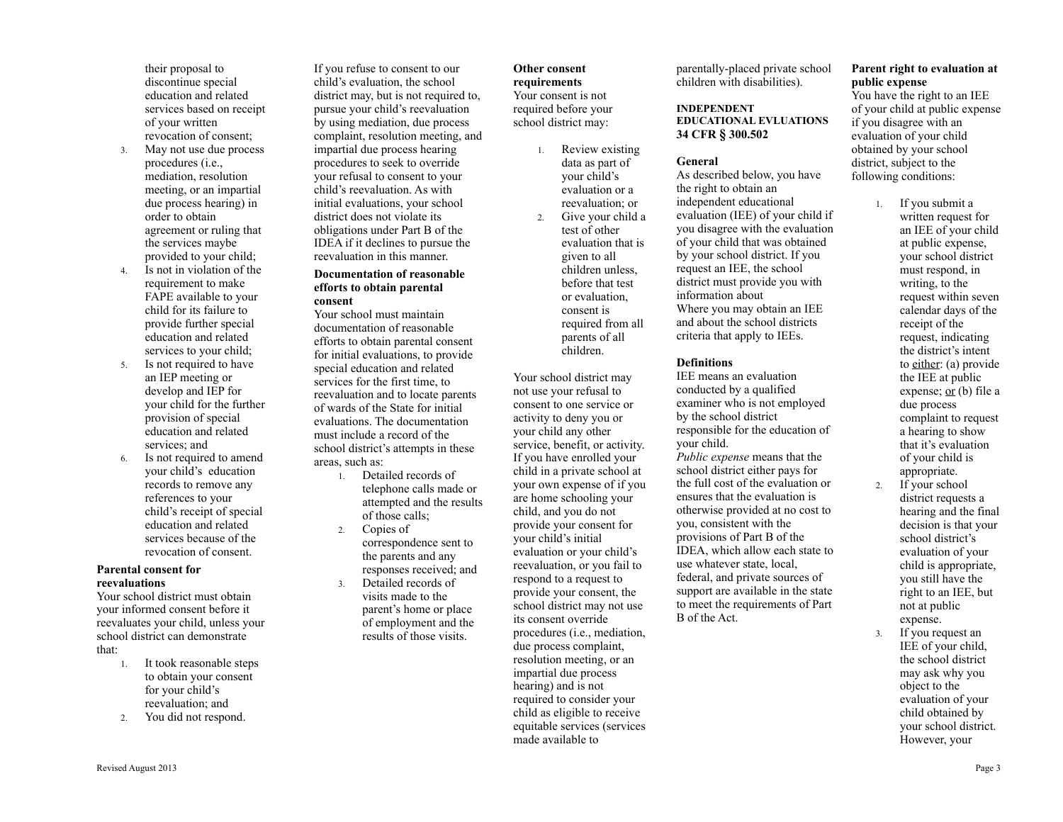their proposal to discontinue special education and related services based on receipt of your written revocation of consent;

3. May not use due process procedures (i.e., mediation, resolution meeting, or an impartial due process hearing) in order to obtain agreement or ruling that the services maybe provided to your child;
4. Is not in violation of the requirement to make FAPE available to your child for its failure to provide further special education and related services to your child;
5. Is not required to have an IEP meeting or develop and IEP for your child for the further provision of special education and related services; and
6. Is not required to amend your child's education records to remove any references to your child's receipt of special education and related services because of the revocation of consent.

**Parental consent for reevaluations**

Your school district must obtain your informed consent before it reevaluates your child, unless your school district can demonstrate that:

1. It took reasonable steps to obtain your consent for your child's reevaluation; and
2. You did not respond.

If you refuse to consent to our child's evaluation, the school district may, but is not required to, pursue your child's reevaluation by using mediation, due process complaint, resolution meeting, and impartial due process hearing procedures to seek to override your refusal to consent to your child's reevaluation. As with initial evaluations, your school district does not violate its obligations under Part B of the IDEA if it declines to pursue the reevaluation in this manner.

**Documentation of reasonable efforts to obtain parental consent**

Your school must maintain documentation of reasonable efforts to obtain parental consent for initial evaluations, to provide special education and related services for the first time, to reevaluation and to locate parents of wards of the State for initial evaluations. The documentation must include a record of the school district's attempts in these areas, such as:

1. Detailed records of telephone calls made or attempted and the results of those calls;
2. Copies of correspondence sent to the parents and any responses received; and
3. Detailed records of visits made to the parent's home or place of employment and the results of those visits.

**Other consent requirements**

Your consent is not required before your school district may:

1. Review existing data as part of your child's evaluation or a reevaluation; or
2. Give your child a test of other evaluation that is given to all children unless, before that test or evaluation, consent is required from all parents of all children.

Your school district may not use your refusal to consent to one service or activity to deny you or your child any other service, benefit, or activity. If you have enrolled your child in a private school at your own expense of if you are home schooling your child, and you do not provide your consent for your child's initial evaluation or your child's reevaluation, or you fail to respond to a request to provide your consent, the school district may not use its consent override procedures (i.e., mediation, due process complaint, resolution meeting, or an impartial due process hearing) and is not required to consider your child as eligible to receive equitable services (services made available to parentally-placed private school children with disabilities).

## INDEPENDENT EDUCATIONAL EVLUATIONS 34 CFR § 300.502

**General**

As described below, you have the right to obtain an independent educational evaluation (IEE) of your child if you disagree with the evaluation of your child that was obtained by your school district. If you request an IEE, the school district must provide you with information about
Where you may obtain an IEE and about the school districts criteria that apply to IEEs.

**Definitions**

IEE means an evaluation conducted by a qualified examiner who is not employed by the school district responsible for the education of your child.
*Public expense* means that the school district either pays for the full cost of the evaluation or ensures that the evaluation is otherwise provided at no cost to you, consistent with the provisions of Part B of the IDEA, which allow each state to use whatever state, local, federal, and private sources of support are available in the state to meet the requirements of Part B of the Act.

**Parent right to evaluation at public expense**

You have the right to an IEE of your child at public expense if you disagree with an evaluation of your child obtained by your school district, subject to the following conditions:

1. If you submit a written request for an IEE of your child at public expense, your school district must respond, in writing, to the request within seven calendar days of the receipt of the request, indicating the district's intent to <u>either</u>: (a) provide the IEE at public expense; <u>or</u> (b) file a due process complaint to request a hearing to show that it's evaluation of your child is appropriate.
2. If your school district requests a hearing and the final decision is that your school district's evaluation of your child is appropriate, you still have the right to an IEE, but not at public expense.
3. If you request an IEE of your child, the school district may ask why you object to the evaluation of your child obtained by your school district. However, your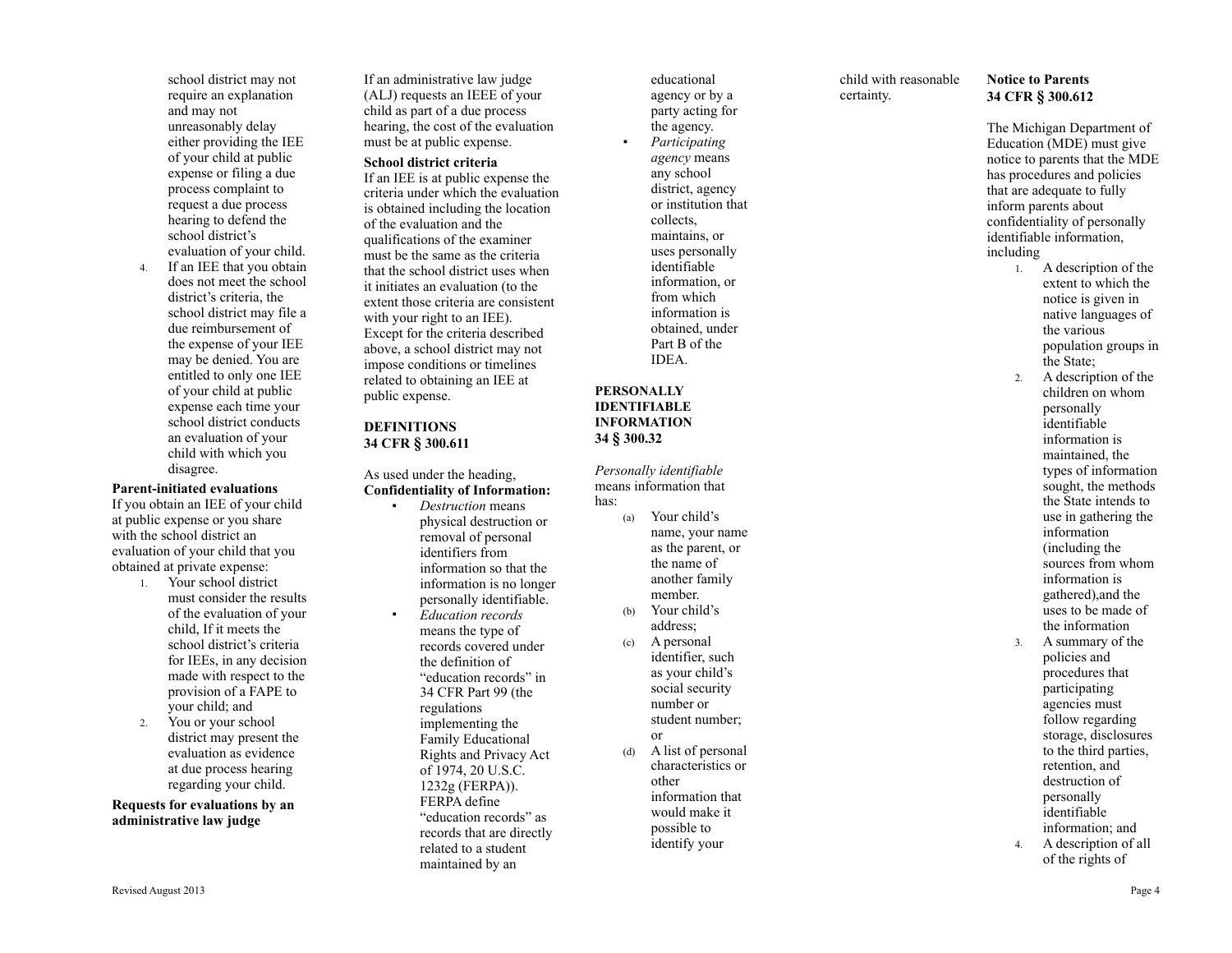school district may not require an explanation and may not unreasonably delay either providing the IEE of your child at public expense or filing a due process complaint to request a due process hearing to defend the school district's evaluation of your child.

4. If an IEE that you obtain does not meet the school district's criteria, the school district may file a due reimbursement of the expense of your IEE may be denied. You are entitled to only one IEE of your child at public expense each time your school district conducts an evaluation of your child with which you disagree.

**Parent-initiated evaluations**

If you obtain an IEE of your child at public expense or you share with the school district an evaluation of your child that you obtained at private expense:

1. Your school district must consider the results of the evaluation of your child, If it meets the school district's criteria for IEEs, in any decision made with respect to the provision of a FAPE to your child; and
2. You or your school district may present the evaluation as evidence at due process hearing regarding your child.

**Requests for evaluations by an administrative law judge**

If an administrative law judge (ALJ) requests an IEEE of your child as part of a due process hearing, the cost of the evaluation must be at public expense.

**School district criteria**

If an IEE is at public expense the criteria under which the evaluation is obtained including the location of the evaluation and the qualifications of the examiner must be the same as the criteria that the school district uses when it initiates an evaluation (to the extent those criteria are consistent with your right to an IEE). Except for the criteria described above, a school district may not impose conditions or timelines related to obtaining an IEE at public expense.

**DEFINITIONS**
**34 CFR § 300.611**

As used under the heading, **Confidentiality of Information:**

- *Destruction* means physical destruction or removal of personal identifiers from information so that the information is no longer personally identifiable.
- *Education records* means the type of records covered under the definition of "education records" in 34 CFR Part 99 (the regulations implementing the Family Educational Rights and Privacy Act of 1974, 20 U.S.C. 1232g (FERPA)). FERPA define "education records" as records that are directly related to a student maintained by an educational agency or by a party acting for the agency.
- *Participating agency* means any school district, agency or institution that collects, maintains, or uses personally identifiable information, or from which information is obtained, under Part B of the IDEA.

**PERSONALLY IDENTIFIABLE INFORMATION**
**34 § 300.32**

*Personally identifiable* means information that has:

(a) Your child's name, your name as the parent, or the name of another family member.
(b) Your child's address;
(c) A personal identifier, such as your child's social security number or student number; or
(d) A list of personal characteristics or other information that would make it possible to identify your child with reasonable certainty.

**Notice to Parents**
**34 CFR § 300.612**

The Michigan Department of Education (MDE) must give notice to parents that the MDE has procedures and policies that are adequate to fully inform parents about confidentiality of personally identifiable information, including

1. A description of the extent to which the notice is given in native languages of the various population groups in the State;
2. A description of the children on whom personally identifiable information is maintained, the types of information sought, the methods the State intends to use in gathering the information (including the sources from whom information is gathered),and the uses to be made of the information
3. A summary of the policies and procedures that participating agencies must follow regarding storage, disclosures to the third parties, retention, and destruction of personally identifiable information; and
4. A description of all of the rights of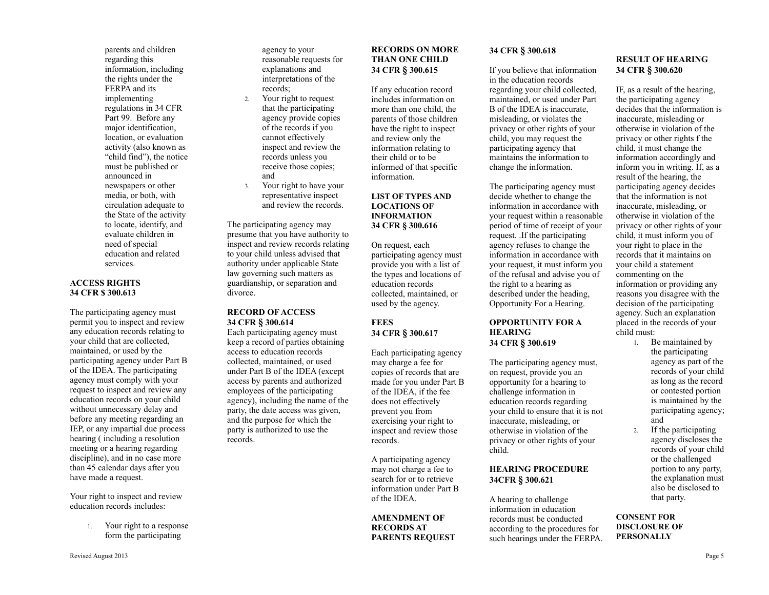parents and children regarding this information, including the rights under the FERPA and its implementing regulations in 34 CFR Part 99. Before any major identification, location, or evaluation activity (also known as "child find"), the notice must be published or announced in newspapers or other media, or both, with circulation adequate to the State of the activity to locate, identify, and evaluate children in need of special education and related services.

**ACCESS RIGHTS**
**34 CFR $ 300.613**

The participating agency must permit you to inspect and review any education records relating to your child that are collected, maintained, or used by the participating agency under Part B of the IDEA. The participating agency must comply with your request to inspect and review any education records on your child without unnecessary delay and before any meeting regarding an IEP, or any impartial due process hearing ( including a resolution meeting or a hearing regarding discipline), and in no case more than 45 calendar days after you have made a request.

Your right to inspect and review education records includes:

1. Your right to a response form the participating agency to your reasonable requests for explanations and interpretations of the records;
2. Your right to request that the participating agency provide copies of the records if you cannot effectively inspect and review the records unless you receive those copies; and
3. Your right to have your representative inspect and review the records.

The participating agency may presume that you have authority to inspect and review records relating to your child unless advised that authority under applicable State law governing such matters as guardianship, or separation and divorce.

**RECORD OF ACCESS**
**34 CFR § 300.614**
Each participating agency must keep a record of parties obtaining access to education records collected, maintained, or used under Part B of the IDEA (except access by parents and authorized employees of the participating agency), including the name of the party, the date access was given, and the purpose for which the party is authorized to use the records.

**RECORDS ON MORE THAN ONE CHILD**
**34 CFR § 300.615**

If any education record includes information on more than one child, the parents of those children have the right to inspect and review only the information relating to their child or to be informed of that specific information.

**LIST OF TYPES AND LOCATIONS OF INFORMATION**
**34 CFR § 300.616**

On request, each participating agency must provide you with a list of the types and locations of education records collected, maintained, or used by the agency.

**FEES**
**34 CFR § 300.617**

Each participating agency may charge a fee for copies of records that are made for you under Part B of the IDEA, if the fee does not effectively prevent you from exercising your right to inspect and review those records.

A participating agency may not charge a fee to search for or to retrieve information under Part B of the IDEA.

**AMENDMENT OF RECORDS AT PARENTS REQUEST**

**34 CFR § 300.618**

If you believe that information in the education records regarding your child collected, maintained, or used under Part B of the IDEA is inaccurate, misleading, or violates the privacy or other rights of your child, you may request the participating agency that maintains the information to change the information.

The participating agency must decide whether to change the information in accordance with your request within a reasonable period of time of receipt of your request. .If the participating agency refuses to change the information in accordance with your request, it must inform you of the refusal and advise you of the right to a hearing as described under the heading, Opportunity For a Hearing.

**OPPORTUNITY FOR A HEARING**
**34 CFR § 300.619**

The participating agency must, on request, provide you an opportunity for a hearing to challenge information in education records regarding your child to ensure that it is not inaccurate, misleading, or otherwise in violation of the privacy or other rights of your child.

**HEARING PROCEDURE**
**34CFR § 300.621**

A hearing to challenge information in education records must be conducted according to the procedures for such hearings under the FERPA.

**RESULT OF HEARING**
**34 CFR § 300.620**

IF, as a result of the hearing, the participating agency decides that the information is inaccurate, misleading or otherwise in violation of the privacy or other rights f the child, it must change the information accordingly and inform you in writing. If, as a result of the hearing, the participating agency decides that the information is not inaccurate, misleading, or otherwise in violation of the privacy or other rights of your child, it must inform you of your right to place in the records that it maintains on your child a statement commenting on the information or providing any reasons you disagree with the decision of the participating agency. Such an explanation placed in the records of your child must:

1. Be maintained by the participating agency as part of the records of your child as long as the record or contested portion is maintained by the participating agency; and
2. If the participating agency discloses the records of your child or the challenged portion to any party, the explanation must also be disclosed to that party.

**CONSENT FOR DISCLOSURE OF PERSONALLY**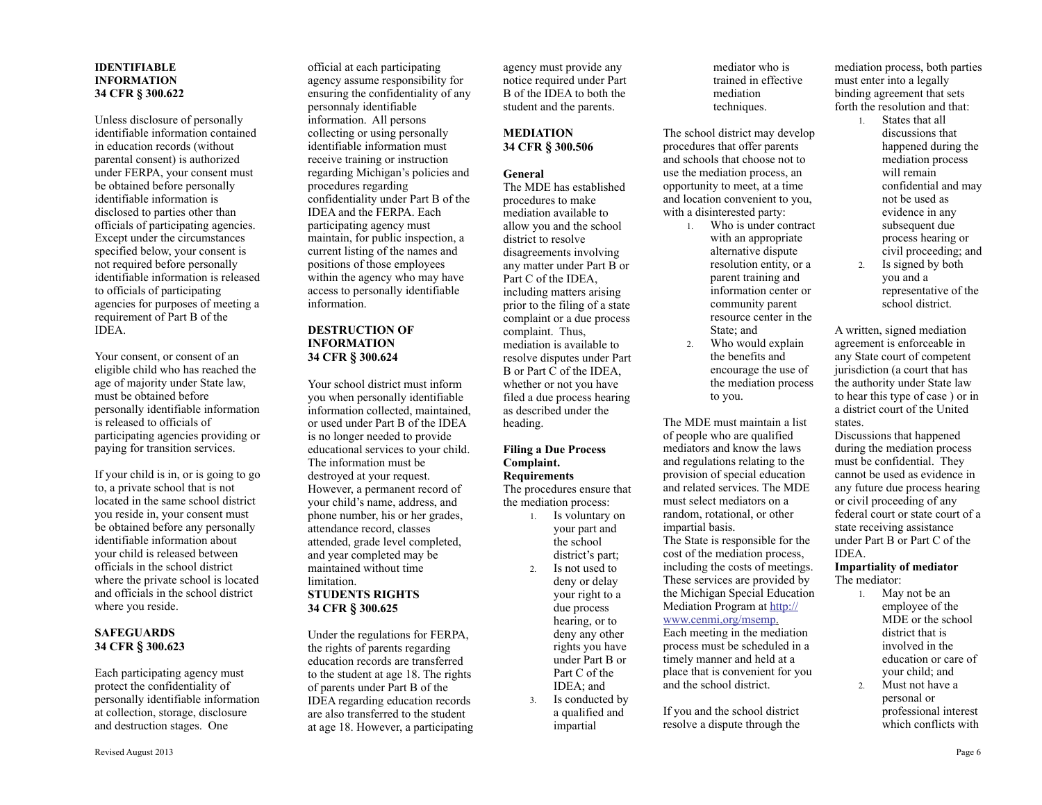**IDENTIFIABLE INFORMATION 34 CFR § 300.622**

Unless disclosure of personally identifiable information contained in education records (without parental consent) is authorized under FERPA, your consent must be obtained before personally identifiable information is disclosed to parties other than officials of participating agencies. Except under the circumstances specified below, your consent is not required before personally identifiable information is released to officials of participating agencies for purposes of meeting a requirement of Part B of the IDEA.

Your consent, or consent of an eligible child who has reached the age of majority under State law, must be obtained before personally identifiable information is released to officials of participating agencies providing or paying for transition services.

If your child is in, or is going to go to, a private school that is not located in the same school district you reside in, your consent must be obtained before any personally identifiable information about your child is released between officials in the school district where the private school is located and officials in the school district where you reside.

**SAFEGUARDS 34 CFR § 300.623**

Each participating agency must protect the confidentiality of personally identifiable information at collection, storage, disclosure and destruction stages. One official at each participating agency assume responsibility for ensuring the confidentiality of any personnaly identifiable information. All persons collecting or using personally identifiable information must receive training or instruction regarding Michigan's policies and procedures regarding confidentiality under Part B of the IDEA and the FERPA. Each participating agency must maintain, for public inspection, a current listing of the names and positions of those employees within the agency who may have access to personally identifiable information.

**DESTRUCTION OF INFORMATION 34 CFR § 300.624**

Your school district must inform you when personally identifiable information collected, maintained, or used under Part B of the IDEA is no longer needed to provide educational services to your child. The information must be destroyed at your request. However, a permanent record of your child's name, address, and phone number, his or her grades, attendance record, classes attended, grade level completed, and year completed may be maintained without time limitation.

**STUDENTS RIGHTS 34 CFR § 300.625**

Under the regulations for FERPA, the rights of parents regarding education records are transferred to the student at age 18. The rights of parents under Part B of the IDEA regarding education records are also transferred to the student at age 18. However, a participating agency must provide any notice required under Part B of the IDEA to both the student and the parents.

**MEDIATION 34 CFR § 300.506**

**General**
The MDE has established procedures to make mediation available to allow you and the school district to resolve disagreements involving any matter under Part B or Part C of the IDEA, including matters arising prior to the filing of a state complaint or a due process complaint. Thus, mediation is available to resolve disputes under Part B or Part C of the IDEA, whether or not you have filed a due process hearing as described under the heading.

**Filing a Due Process Complaint. Requirements**
The procedures ensure that the mediation process:

1. Is voluntary on your part and the school district's part;
2. Is not used to deny or delay your right to a due process hearing, or to deny any other rights you have under Part B or Part C of the IDEA; and
3. Is conducted by a qualified and impartial mediator who is trained in effective mediation techniques.

The school district may develop procedures that offer parents and schools that choose not to use the mediation process, an opportunity to meet, at a time and location convenient to you, with a disinterested party:

1. Who is under contract with an appropriate alternative dispute resolution entity, or a parent training and information center or community parent resource center in the State; and
2. Who would explain the benefits and encourage the use of the mediation process to you.

The MDE must maintain a list of people who are qualified mediators and know the laws and regulations relating to the provision of special education and related services. The MDE must select mediators on a random, rotational, or other impartial basis.
The State is responsible for the cost of the mediation process, including the costs of meetings. These services are provided by the Michigan Special Education Mediation Program at http://www.cenmi,org/msemp.
Each meeting in the mediation process must be scheduled in a timely manner and held at a place that is convenient for you and the school district.

If you and the school district resolve a dispute through the mediation process, both parties must enter into a legally binding agreement that sets forth the resolution and that:

1. States that all discussions that happened during the mediation process will remain confidential and may not be used as evidence in any subsequent due process hearing or civil proceeding; and
2. Is signed by both you and a representative of the school district.

A written, signed mediation agreement is enforceable in any State court of competent jurisdiction (a court that has the authority under State law to hear this type of case ) or in a district court of the United states.
Discussions that happened during the mediation process must be confidential. They cannot be used as evidence in any future due process hearing or civil proceeding of any federal court or state court of a state receiving assistance under Part B or Part C of the IDEA.

**Impartiality of mediator**
The mediator:

1. May not be an employee of the MDE or the school district that is involved in the education or care of your child; and
2. Must not have a personal or professional interest which conflicts with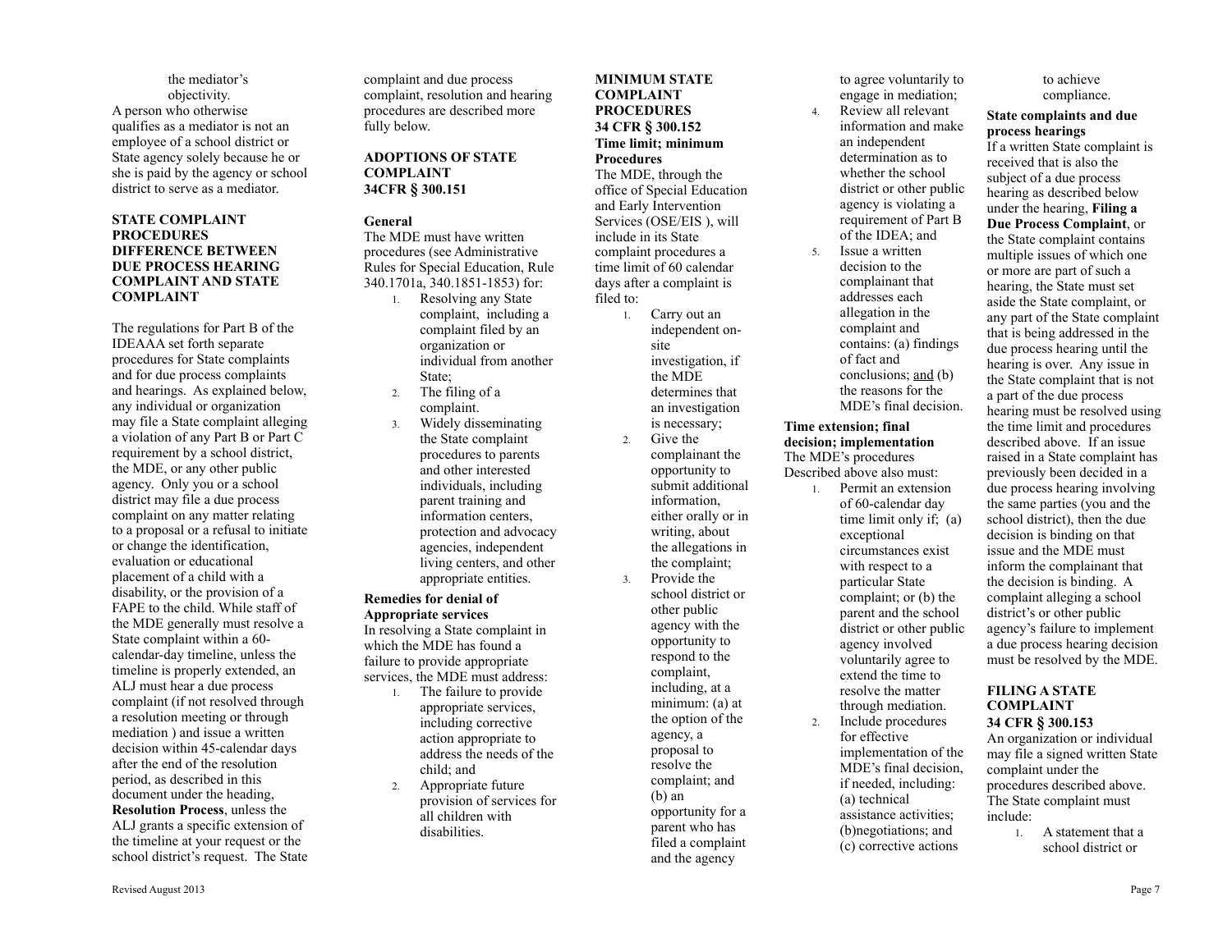the mediator's objectivity.

A person who otherwise qualifies as a mediator is not an employee of a school district or State agency solely because he or she is paid by the agency or school district to serve as a mediator.

**STATE COMPLAINT PROCEDURES DIFFERENCE BETWEEN DUE PROCESS HEARING COMPLAINT AND STATE COMPLAINT**

The regulations for Part B of the IDEAAA set forth separate procedures for State complaints and for due process complaints and hearings. As explained below, any individual or organization may file a State complaint alleging a violation of any Part B or Part C requirement by a school district, the MDE, or any other public agency. Only you or a school district may file a due process complaint on any matter relating to a proposal or a refusal to initiate or change the identification, evaluation or educational placement of a child with a disability, or the provision of a FAPE to the child. While staff of the MDE generally must resolve a State complaint within a 60-calendar-day timeline, unless the timeline is properly extended, an ALJ must hear a due process complaint (if not resolved through a resolution meeting or through mediation ) and issue a written decision within 45-calendar days after the end of the resolution period, as described in this document under the heading, **Resolution Process**, unless the ALJ grants a specific extension of the timeline at your request or the school district's request. The State complaint and due process complaint, resolution and hearing procedures are described more fully below.

**ADOPTIONS OF STATE COMPLAINT 34CFR § 300.151**

**General**

The MDE must have written procedures (see Administrative Rules for Special Education, Rule 340.1701a, 340.1851-1853) for:

1. Resolving any State complaint, including a complaint filed by an organization or individual from another State;
2. The filing of a complaint.
3. Widely disseminating the State complaint procedures to parents and other interested individuals, including parent training and information centers, protection and advocacy agencies, independent living centers, and other appropriate entities.

**Remedies for denial of Appropriate services**

In resolving a State complaint in which the MDE has found a failure to provide appropriate services, the MDE must address:

1. The failure to provide appropriate services, including corrective action appropriate to address the needs of the child; and
2. Appropriate future provision of services for all children with disabilities.

**MINIMUM STATE COMPLAINT PROCEDURES 34 CFR § 300.152**

**Time limit; minimum Procedures**

The MDE, through the office of Special Education and Early Intervention Services (OSE/EIS ), will include in its State complaint procedures a time limit of 60 calendar days after a complaint is filed to:

1. Carry out an independent on-site investigation, if the MDE determines that an investigation is necessary;
2. Give the complainant the opportunity to submit additional information, either orally or in writing, about the allegations in the complaint;
3. Provide the school district or other public agency with the opportunity to respond to the complaint, including, at a minimum: (a) at the option of the agency, a proposal to resolve the complaint; and (b) an opportunity for a parent who has filed a complaint and the agency to agree voluntarily to engage in mediation;
4. Review all relevant information and make an independent determination as to whether the school district or other public agency is violating a requirement of Part B of the IDEA; and
5. Issue a written decision to the complainant that addresses each allegation in the complaint and contains: (a) findings of fact and conclusions; <u>and</u> (b) the reasons for the MDE's final decision.

**Time extension; final decision; implementation**

The MDE's procedures Described above also must:

1. Permit an extension of 60-calendar day time limit only if; (a) exceptional circumstances exist with respect to a particular State complaint; or (b) the parent and the school district or other public agency involved voluntarily agree to extend the time to resolve the matter through mediation.
2. Include procedures for effective implementation of the MDE's final decision, if needed, including: (a) technical assistance activities; (b)negotiations; and (c) corrective actions to achieve compliance.

**State complaints and due process hearings**

If a written State complaint is received that is also the subject of a due process hearing as described below under the hearing, **Filing a Due Process Complaint**, or the State complaint contains multiple issues of which one or more are part of such a hearing, the State must set aside the State complaint, or any part of the State complaint that is being addressed in the due process hearing until the hearing is over. Any issue in the State complaint that is not a part of the due process hearing must be resolved using the time limit and procedures described above. If an issue raised in a State complaint has previously been decided in a due process hearing involving the same parties (you and the school district), then the due decision is binding on that issue and the MDE must inform the complainant that the decision is binding. A complaint alleging a school district's or other public agency's failure to implement a due process hearing decision must be resolved by the MDE.

**FILING A STATE COMPLAINT 34 CFR § 300.153**

An organization or individual may file a signed written State complaint under the procedures described above. The State complaint must include:

1. A statement that a school district or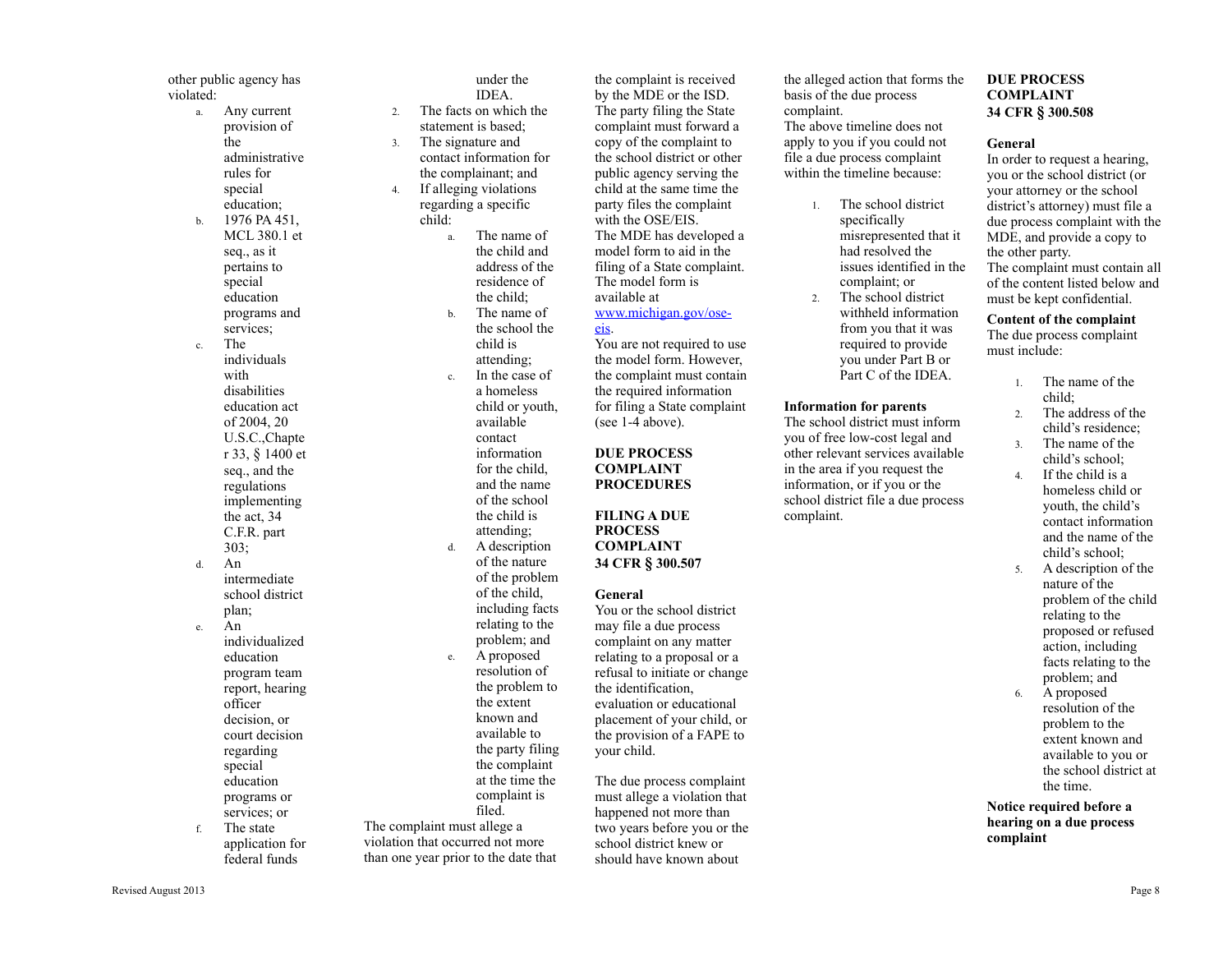other public agency has violated:

a. Any current provision of the administrative rules for special education;
b. 1976 PA 451, MCL 380.1 et seq., as it pertains to special education programs and services;
c. The individuals with disabilities education act of 2004, 20 U.S.C.,Chapter 33, § 1400 et seq., and the regulations implementing the act, 34 C.F.R. part 303;
d. An intermediate school district plan;
e. An individualized education program team report, hearing officer decision, or court decision regarding special education programs or services; or
f. The state application for federal funds under the IDEA.

2. The facts on which the statement is based;
3. The signature and contact information for the complainant; and
4. If alleging violations regarding a specific child:
   a. The name of the child and address of the residence of the child;
   b. The name of the school the child is attending;
   c. In the case of a homeless child or youth, available contact information for the child, and the name of the school the child is attending;
   d. A description of the nature of the problem of the child, including facts relating to the problem; and
   e. A proposed resolution of the problem to the extent known and available to the party filing the complaint at the time the complaint is filed.

The complaint must allege a violation that occurred not more than one year prior to the date that the complaint is received by the MDE or the ISD.

The party filing the State complaint must forward a copy of the complaint to the school district or other public agency serving the child at the same time the party files the complaint with the OSE/EIS.

The MDE has developed a model form to aid in the filing of a State complaint. The model form is available at [www.michigan.gov/ose-eis](http://www.michigan.gov/ose-eis).

You are not required to use the model form. However, the complaint must contain the required information for filing a State complaint (see 1-4 above).

## DUE PROCESS COMPLAINT PROCEDURES

### FILING A DUE PROCESS COMPLAINT 34 CFR § 300.507

**General**

You or the school district may file a due process complaint on any matter relating to a proposal or a refusal to initiate or change the identification, evaluation or educational placement of your child, or the provision of a FAPE to your child.

The due process complaint must allege a violation that happened not more than two years before you or the school district knew or should have known about the alleged action that forms the basis of the due process complaint.

The above timeline does not apply to you if you could not file a due process complaint within the timeline because:

1. The school district specifically misrepresented that it had resolved the issues identified in the complaint; or
2. The school district withheld information from you that it was required to provide you under Part B or Part C of the IDEA.

**Information for parents**

The school district must inform you of free low-cost legal and other relevant services available in the area if you request the information, or if you or the school district file a due process complaint.

### DUE PROCESS COMPLAINT 34 CFR § 300.508

**General**

In order to request a hearing, you or the school district (or your attorney or the school district's attorney) must file a due process complaint with the MDE, and provide a copy to the other party.

The complaint must contain all of the content listed below and must be kept confidential.

**Content of the complaint**

The due process complaint must include:

1. The name of the child;
2. The address of the child's residence;
3. The name of the child's school;
4. If the child is a homeless child or youth, the child's contact information and the name of the child's school;
5. A description of the nature of the problem of the child relating to the proposed or refused action, including facts relating to the problem; and
6. A proposed resolution of the problem to the extent known and available to you or the school district at the time.

**Notice required before a hearing on a due process complaint**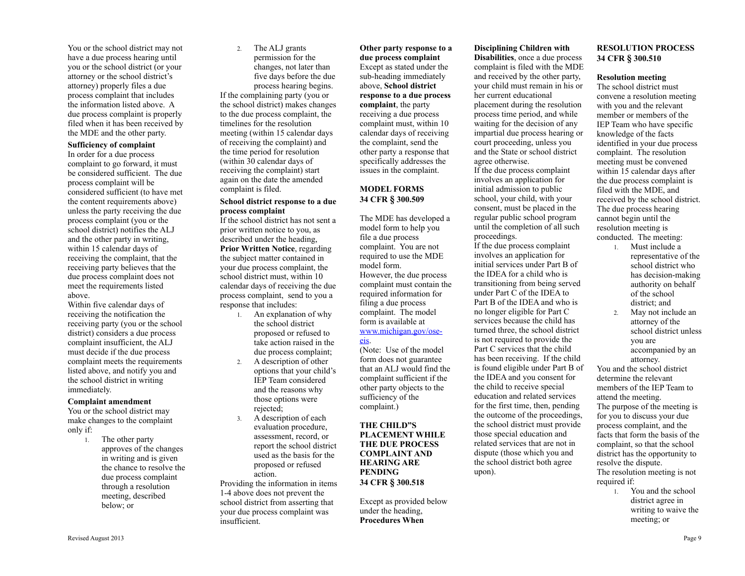You or the school district may not have a due process hearing until you or the school district (or your attorney or the school district's attorney) properly files a due process complaint that includes the information listed above. A due process complaint is properly filed when it has been received by the MDE and the other party.

**Sufficiency of complaint**

In order for a due process complaint to go forward, it must be considered sufficient. The due process complaint will be considered sufficient (to have met the content requirements above) unless the party receiving the due process complaint (you or the school district) notifies the ALJ and the other party in writing, within 15 calendar days of receiving the complaint, that the receiving party believes that the due process complaint does not meet the requirements listed above.

Within five calendar days of receiving the notification the receiving party (you or the school district) considers a due process complaint insufficient, the ALJ must decide if the due process complaint meets the requirements listed above, and notify you and the school district in writing immediately.

**Complaint amendment**

You or the school district may make changes to the complaint only if:

1. The other party approves of the changes in writing and is given the chance to resolve the due process complaint through a resolution meeting, described below; or
2. The ALJ grants permission for the changes, not later than five days before the due process hearing begins.

If the complaining party (you or the school district) makes changes to the due process complaint, the timelines for the resolution meeting (within 15 calendar days of receiving the complaint) and the time period for resolution (within 30 calendar days of receiving the complaint) start again on the date the amended complaint is filed.

**School district response to a due process complaint**

If the school district has not sent a prior written notice to you, as described under the heading, **Prior Written Notice**, regarding the subject matter contained in your due process complaint, the school district must, within 10 calendar days of receiving the due process complaint, send to you a response that includes:

1. An explanation of why the school district proposed or refused to take action raised in the due process complaint;
2. A description of other options that your child's IEP Team considered and the reasons why those options were rejected;
3. A description of each evaluation procedure, assessment, record, or report the school district used as the basis for the proposed or refused action.

Providing the information in items 1-4 above does not prevent the school district from asserting that your due process complaint was insufficient.

**Other party response to a due process complaint**

Except as stated under the sub-heading immediately above, **School district response to a due process complaint**, the party receiving a due process complaint must, within 10 calendar days of receiving the complaint, send the other party a response that specifically addresses the issues in the complaint.

## MODEL FORMS
## 34 CFR § 300.509

The MDE has developed a model form to help you file a due process complaint. You are not required to use the MDE model form.

However, the due process complaint must contain the required information for filing a due process complaint. The model form is available at [www.michigan.gov/ose-eis](www.michigan.gov/ose-eis).

(Note: Use of the model form does not guarantee that an ALJ would find the complaint sufficient if the other party objects to the sufficiency of the complaint.)

## THE CHILD"S PLACEMENT WHILE THE DUE PROCESS COMPLAINT AND HEARING ARE PENDING
## 34 CFR § 300.518

Except as provided below under the heading, **Procedures When Disciplining Children with Disabilities**, once a due process complaint is filed with the MDE and received by the other party, your child must remain in his or her current educational placement during the resolution process time period, and while waiting for the decision of any impartial due process hearing or court proceeding, unless you and the State or school district agree otherwise.

If the due process complaint involves an application for initial admission to public school, your child, with your consent, must be placed in the regular public school program until the completion of all such proceedings.

If the due process complaint involves an application for initial services under Part B of the IDEA for a child who is transitioning from being served under Part C of the IDEA to Part B of the IDEA and who is no longer eligible for Part C services because the child has turned three, the school district is not required to provide the Part C services that the child has been receiving. If the child is found eligible under Part B of the IDEA and you consent for the child to receive special education and related services for the first time, then, pending the outcome of the proceedings, the school district must provide those special education and related services that are not in dispute (those which you and the school district both agree upon).

## RESOLUTION PROCESS
## 34 CFR § 300.510

**Resolution meeting**

The school district must convene a resolution meeting with you and the relevant member or members of the IEP Team who have specific knowledge of the facts identified in your due process complaint. The resolution meeting must be convened within 15 calendar days after the due process complaint is filed with the MDE, and received by the school district. The due process hearing cannot begin until the resolution meeting is conducted. The meeting:

1. Must include a representative of the school district who has decision-making authority on behalf of the school district; and
2. May not include an attorney of the school district unless you are accompanied by an attorney.

You and the school district determine the relevant members of the IEP Team to attend the meeting.

The purpose of the meeting is for you to discuss your due process complaint, and the facts that form the basis of the complaint, so that the school district has the opportunity to resolve the dispute.

The resolution meeting is not required if:

1. You and the school district agree in writing to waive the meeting; or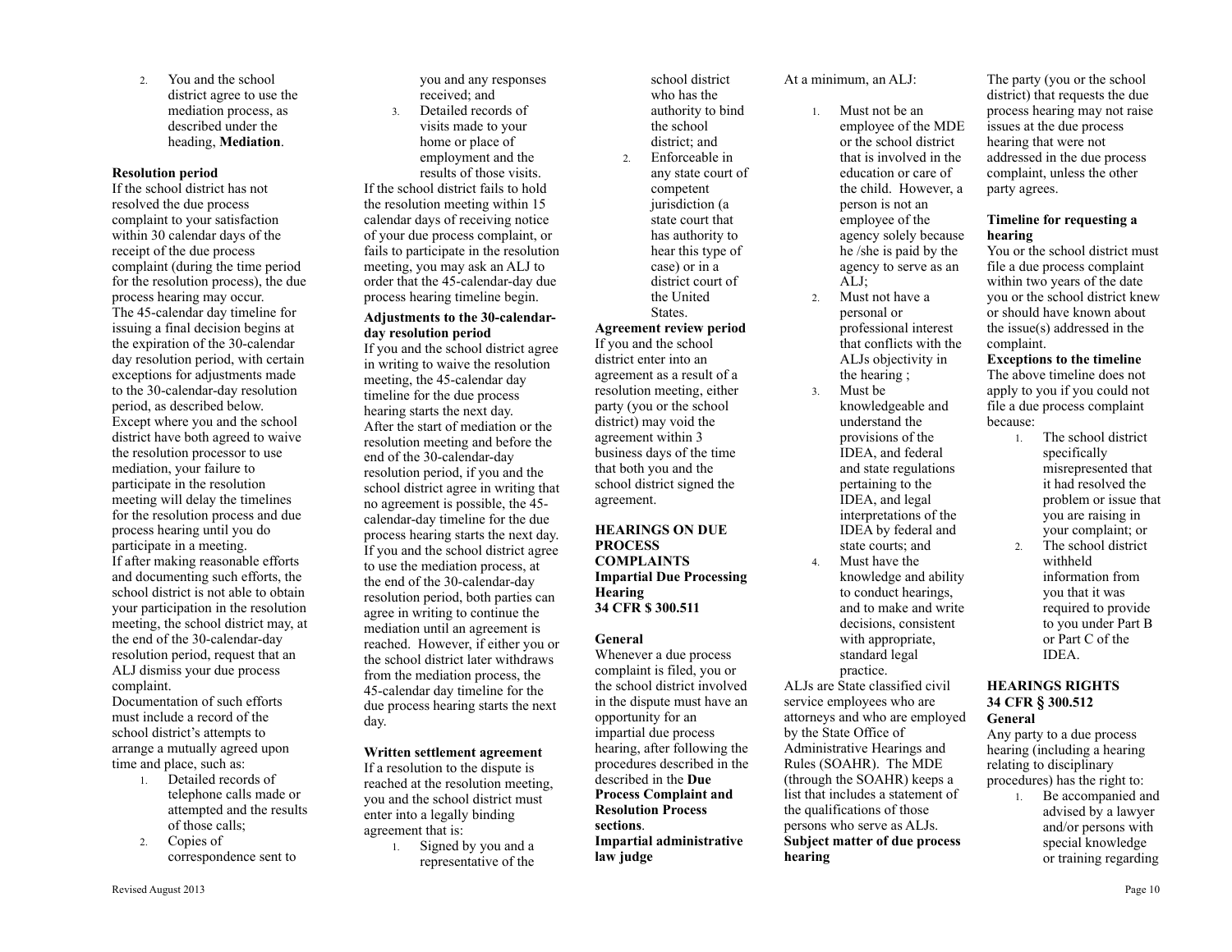2. You and the school district agree to use the mediation process, as described under the heading, **Mediation**.

**Resolution period**

If the school district has not resolved the due process complaint to your satisfaction within 30 calendar days of the receipt of the due process complaint (during the time period for the resolution process), the due process hearing may occur.

The 45-calendar day timeline for issuing a final decision begins at the expiration of the 30-calendar day resolution period, with certain exceptions for adjustments made to the 30-calendar-day resolution period, as described below.

Except where you and the school district have both agreed to waive the resolution processor to use mediation, your failure to participate in the resolution meeting will delay the timelines for the resolution process and due process hearing until you do participate in a meeting.

If after making reasonable efforts and documenting such efforts, the school district is not able to obtain your participation in the resolution meeting, the school district may, at the end of the 30-calendar-day resolution period, request that an ALJ dismiss your due process complaint.

Documentation of such efforts must include a record of the school district's attempts to arrange a mutually agreed upon time and place, such as:

1. Detailed records of telephone calls made or attempted and the results of those calls;
2. Copies of correspondence sent to you and any responses received; and
3. Detailed records of visits made to your home or place of employment and the results of those visits.

If the school district fails to hold the resolution meeting within 15 calendar days of receiving notice of your due process complaint, or fails to participate in the resolution meeting, you may ask an ALJ to order that the 45-calendar-day due process hearing timeline begin.

**Adjustments to the 30-calendar-day resolution period**

If you and the school district agree in writing to waive the resolution meeting, the 45-calendar day timeline for the due process hearing starts the next day.

After the start of mediation or the resolution meeting and before the end of the 30-calendar-day resolution period, if you and the school district agree in writing that no agreement is possible, the 45-calendar-day timeline for the due process hearing starts the next day.

If you and the school district agree to use the mediation process, at the end of the 30-calendar-day resolution period, both parties can agree in writing to continue the mediation until an agreement is reached. However, if either you or the school district later withdraws from the mediation process, the 45-calendar day timeline for the due process hearing starts the next day.

**Written settlement agreement**

If a resolution to the dispute is reached at the resolution meeting, you and the school district must enter into a legally binding agreement that is:

1. Signed by you and a representative of the school district who has the authority to bind the school district; and
2. Enforceable in any state court of competent jurisdiction (a state court that has authority to hear this type of case) or in a district court of the United States.

**Agreement review period**

If you and the school district enter into an agreement as a result of a resolution meeting, either party (you or the school district) may void the agreement within 3 business days of the time that both you and the school district signed the agreement.

## HEARINGS ON DUE PROCESS COMPLAINTS

### Impartial Due Processing Hearing
### 34 CFR $ 300.511

**General**

Whenever a due process complaint is filed, you or the school district involved in the dispute must have an opportunity for an impartial due process hearing, after following the procedures described in the described in the **Due Process Complaint and Resolution Process sections**.

**Impartial administrative law judge**

At a minimum, an ALJ:

1. Must not be an employee of the MDE or the school district that is involved in the education or care of the child. However, a person is not an employee of the agency solely because he /she is paid by the agency to serve as an ALJ;
2. Must not have a personal or professional interest that conflicts with the ALJs objectivity in the hearing ;
3. Must be knowledgeable and understand the provisions of the IDEA, and federal and state regulations pertaining to the IDEA, and legal interpretations of the IDEA by federal and state courts; and
4. Must have the knowledge and ability to conduct hearings, and to make and write decisions, consistent with appropriate, standard legal practice.

ALJs are State classified civil service employees who are attorneys and who are employed by the State Office of Administrative Hearings and Rules (SOAHR). The MDE (through the SOAHR) keeps a list that includes a statement of the qualifications of those persons who serve as ALJs.

**Subject matter of due process hearing**

The party (you or the school district) that requests the due process hearing may not raise issues at the due process hearing that were not addressed in the due process complaint, unless the other party agrees.

**Timeline for requesting a hearing**

You or the school district must file a due process complaint within two years of the date you or the school district knew or should have known about the issue(s) addressed in the complaint.

**Exceptions to the timeline**

The above timeline does not apply to you if you could not file a due process complaint because:

1. The school district specifically misrepresented that it had resolved the problem or issue that you are raising in your complaint; or
2. The school district withheld information from you that it was required to provide to you under Part B or Part C of the IDEA.

### HEARINGS RIGHTS
### 34 CFR § 300.512

**General**

Any party to a due process hearing (including a hearing relating to disciplinary procedures) has the right to:

1. Be accompanied and advised by a lawyer and/or persons with special knowledge or training regarding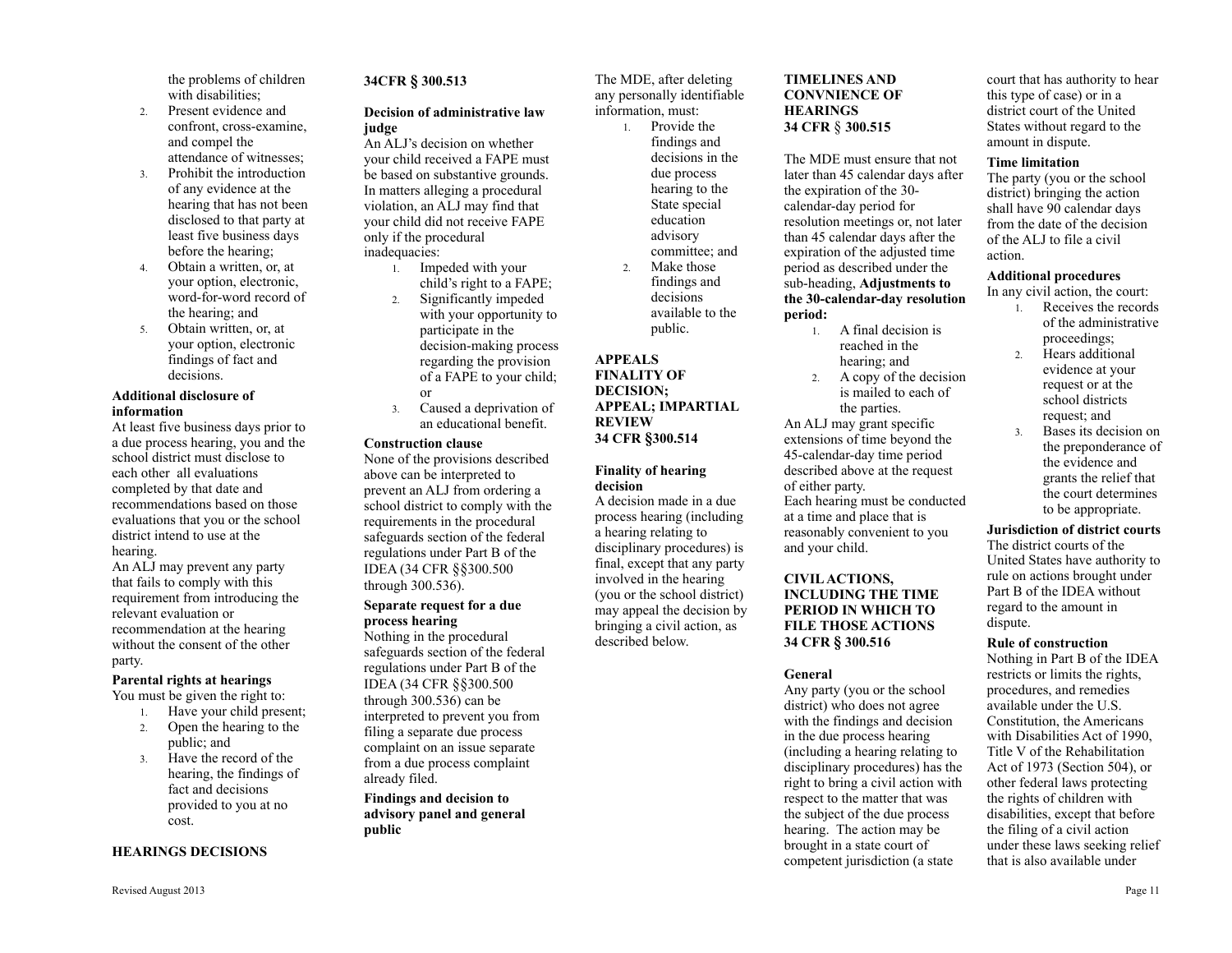the problems of children with disabilities;

2. Present evidence and confront, cross-examine, and compel the attendance of witnesses;
3. Prohibit the introduction of any evidence at the hearing that has not been disclosed to that party at least five business days before the hearing;
4. Obtain a written, or, at your option, electronic, word-for-word record of the hearing; and
5. Obtain written, or, at your option, electronic findings of fact and decisions.

**Additional disclosure of information**

At least five business days prior to a due process hearing, you and the school district must disclose to each other all evaluations completed by that date and recommendations based on those evaluations that you or the school district intend to use at the hearing.

An ALJ may prevent any party that fails to comply with this requirement from introducing the relevant evaluation or recommendation at the hearing without the consent of the other party.

**Parental rights at hearings**

You must be given the right to:

1. Have your child present;
2. Open the hearing to the public; and
3. Have the record of the hearing, the findings of fact and decisions provided to you at no cost.

## HEARINGS DECISIONS

## 34CFR § 300.513

**Decision of administrative law judge**

An ALJ's decision on whether your child received a FAPE must be based on substantive grounds. In matters alleging a procedural violation, an ALJ may find that your child did not receive FAPE only if the procedural inadequacies:

1. Impeded with your child's right to a FAPE;
2. Significantly impeded with your opportunity to participate in the decision-making process regarding the provision of a FAPE to your child; or
3. Caused a deprivation of an educational benefit.

**Construction clause**

None of the provisions described above can be interpreted to prevent an ALJ from ordering a school district to comply with the requirements in the procedural safeguards section of the federal regulations under Part B of the IDEA (34 CFR §§300.500 through 300.536).

**Separate request for a due process hearing**

Nothing in the procedural safeguards section of the federal regulations under Part B of the IDEA (34 CFR §§300.500 through 300.536) can be interpreted to prevent you from filing a separate due process complaint on an issue separate from a due process complaint already filed.

**Findings and decision to advisory panel and general public**

The MDE, after deleting any personally identifiable information, must:

1. Provide the findings and decisions in the due process hearing to the State special education advisory committee; and
2. Make those findings and decisions available to the public.

## APPEALS FINALITY OF DECISION; APPEAL; IMPARTIAL REVIEW 34 CFR §300.514

**Finality of hearing decision**

A decision made in a due process hearing (including a hearing relating to disciplinary procedures) is final, except that any party involved in the hearing (you or the school district) may appeal the decision by bringing a civil action, as described below.

## TIMELINES AND CONVNIENCE OF HEARINGS 34 CFR § 300.515

The MDE must ensure that not later than 45 calendar days after the expiration of the 30-calendar-day period for resolution meetings or, not later than 45 calendar days after the expiration of the adjusted time period as described under the sub-heading, **Adjustments to the 30-calendar-day resolution period:**

1. A final decision is reached in the hearing; and
2. A copy of the decision is mailed to each of the parties.

An ALJ may grant specific extensions of time beyond the 45-calendar-day time period described above at the request of either party.

Each hearing must be conducted at a time and place that is reasonably convenient to you and your child.

## CIVIL ACTIONS, INCLUDING THE TIME PERIOD IN WHICH TO FILE THOSE ACTIONS 34 CFR § 300.516

**General**

Any party (you or the school district) who does not agree with the findings and decision in the due process hearing (including a hearing relating to disciplinary procedures) has the right to bring a civil action with respect to the matter that was the subject of the due process hearing. The action may be brought in a state court of competent jurisdiction (a state court that has authority to hear this type of case) or in a district court of the United States without regard to the amount in dispute.

**Time limitation**

The party (you or the school district) bringing the action shall have 90 calendar days from the date of the decision of the ALJ to file a civil action.

**Additional procedures**

In any civil action, the court:

1. Receives the records of the administrative proceedings;
2. Hears additional evidence at your request or at the school districts request; and
3. Bases its decision on the preponderance of the evidence and grants the relief that the court determines to be appropriate.

**Jurisdiction of district courts**

The district courts of the United States have authority to rule on actions brought under Part B of the IDEA without regard to the amount in dispute.

**Rule of construction**

Nothing in Part B of the IDEA restricts or limits the rights, procedures, and remedies available under the U.S. Constitution, the Americans with Disabilities Act of 1990, Title V of the Rehabilitation Act of 1973 (Section 504), or other federal laws protecting the rights of children with disabilities, except that before the filing of a civil action under these laws seeking relief that is also available under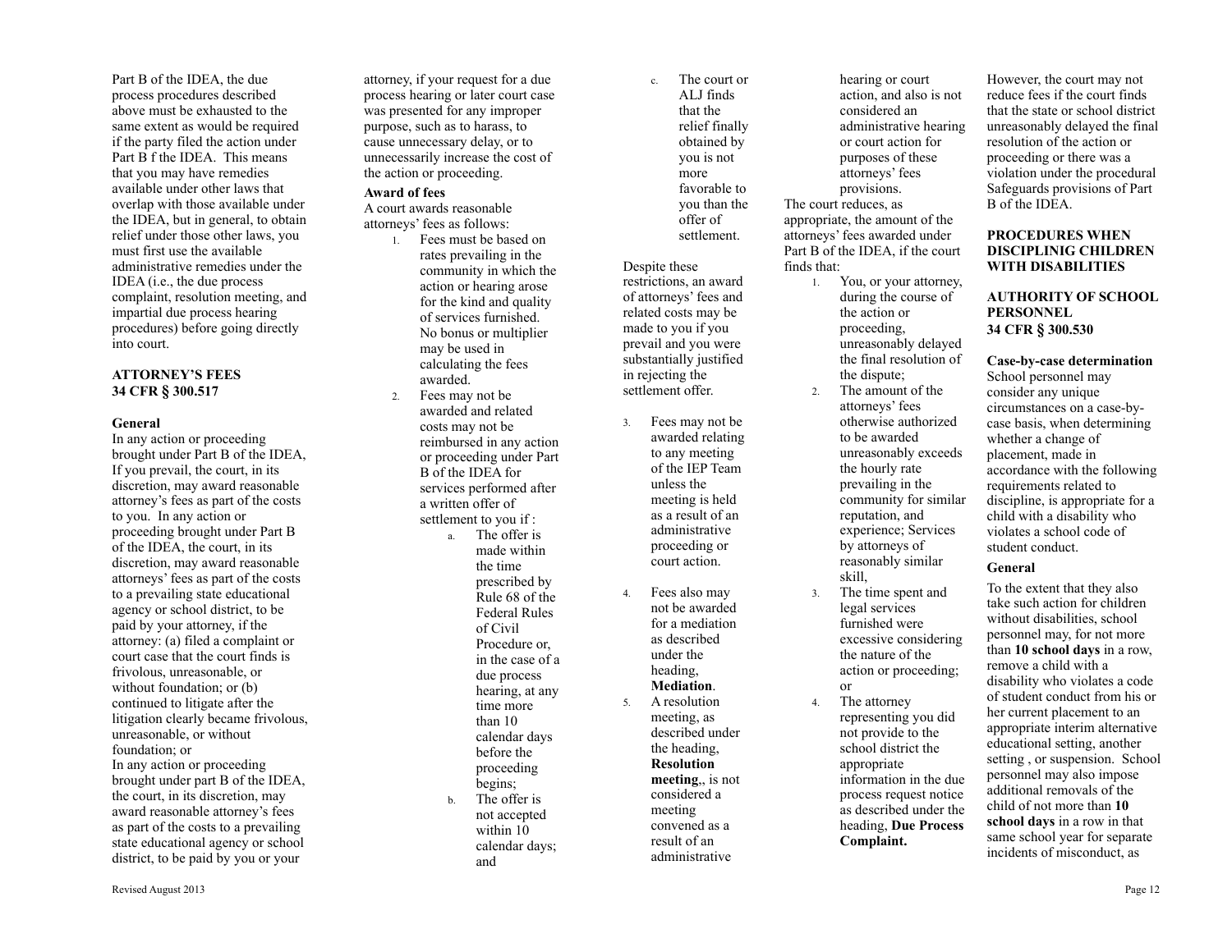Part B of the IDEA, the due process procedures described above must be exhausted to the same extent as would be required if the party filed the action under Part B f the IDEA. This means that you may have remedies available under other laws that overlap with those available under the IDEA, but in general, to obtain relief under those other laws, you must first use the available administrative remedies under the IDEA (i.e., the due process complaint, resolution meeting, and impartial due process hearing procedures) before going directly into court.

## ATTORNEY'S FEES
## 34 CFR § 300.517

**General**

In any action or proceeding brought under Part B of the IDEA, If you prevail, the court, in its discretion, may award reasonable attorney's fees as part of the costs to you. In any action or proceeding brought under Part B of the IDEA, the court, in its discretion, may award reasonable attorneys' fees as part of the costs to a prevailing state educational agency or school district, to be paid by your attorney, if the attorney: (a) filed a complaint or court case that the court finds is frivolous, unreasonable, or without foundation; or (b) continued to litigate after the litigation clearly became frivolous, unreasonable, or without foundation; or

In any action or proceeding brought under part B of the IDEA, the court, in its discretion, may award reasonable attorney's fees as part of the costs to a prevailing state educational agency or school district, to be paid by you or your attorney, if your request for a due process hearing or later court case was presented for any improper purpose, such as to harass, to cause unnecessary delay, or to unnecessarily increase the cost of the action or proceeding.

**Award of fees**

A court awards reasonable attorneys' fees as follows:

1. Fees must be based on rates prevailing in the community in which the action or hearing arose for the kind and quality of services furnished. No bonus or multiplier may be used in calculating the fees awarded.
2. Fees may not be awarded and related costs may not be reimbursed in any action or proceeding under Part B of the IDEA for services performed after a written offer of settlement to you if :
   a. The offer is made within the time prescribed by Rule 68 of the Federal Rules of Civil Procedure or, in the case of a due process hearing, at any time more than 10 calendar days before the proceeding begins;
   b. The offer is not accepted within 10 calendar days; and
   c. The court or ALJ finds that the relief finally obtained by you is not more favorable to you than the offer of settlement.

   Despite these restrictions, an award of attorneys' fees and related costs may be made to you if you prevail and you were substantially justified in rejecting the settlement offer.
3. Fees may not be awarded relating to any meeting of the IEP Team unless the meeting is held as a result of an administrative proceeding or court action.
4. Fees also may not be awarded for a mediation as described under the heading, **Mediation**.
5. A resolution meeting, as described under the heading, **Resolution meeting**,, is not considered a meeting convened as a result of an administrative hearing or court action, and also is not considered an administrative hearing or court action for purposes of these attorneys' fees provisions.

The court reduces, as appropriate, the amount of the attorneys' fees awarded under Part B of the IDEA, if the court finds that:

1. You, or your attorney, during the course of the action or proceeding, unreasonably delayed the final resolution of the dispute;
2. The amount of the attorneys' fees otherwise authorized to be awarded unreasonably exceeds the hourly rate prevailing in the community for similar reputation, and experience; Services by attorneys of reasonably similar skill,
3. The time spent and legal services furnished were excessive considering the nature of the action or proceeding; or
4. The attorney representing you did not provide to the school district the appropriate information in the due process request notice as described under the heading, **Due Process Complaint.**

However, the court may not reduce fees if the court finds that the state or school district unreasonably delayed the final resolution of the action or proceeding or there was a violation under the procedural Safeguards provisions of Part B of the IDEA.

## PROCEDURES WHEN DISCIPLINIG CHILDREN WITH DISABILITIES

## AUTHORITY OF SCHOOL PERSONNEL
## 34 CFR § 300.530

**Case-by-case determination**

School personnel may consider any unique circumstances on a case-by-case basis, when determining whether a change of placement, made in accordance with the following requirements related to discipline, is appropriate for a child with a disability who violates a school code of student conduct.

**General**

To the extent that they also take such action for children without disabilities, school personnel may, for not more than **10 school days** in a row, remove a child with a disability who violates a code of student conduct from his or her current placement to an appropriate interim alternative educational setting, another setting , or suspension. School personnel may also impose additional removals of the child of not more than **10 school days** in a row in that same school year for separate incidents of misconduct, as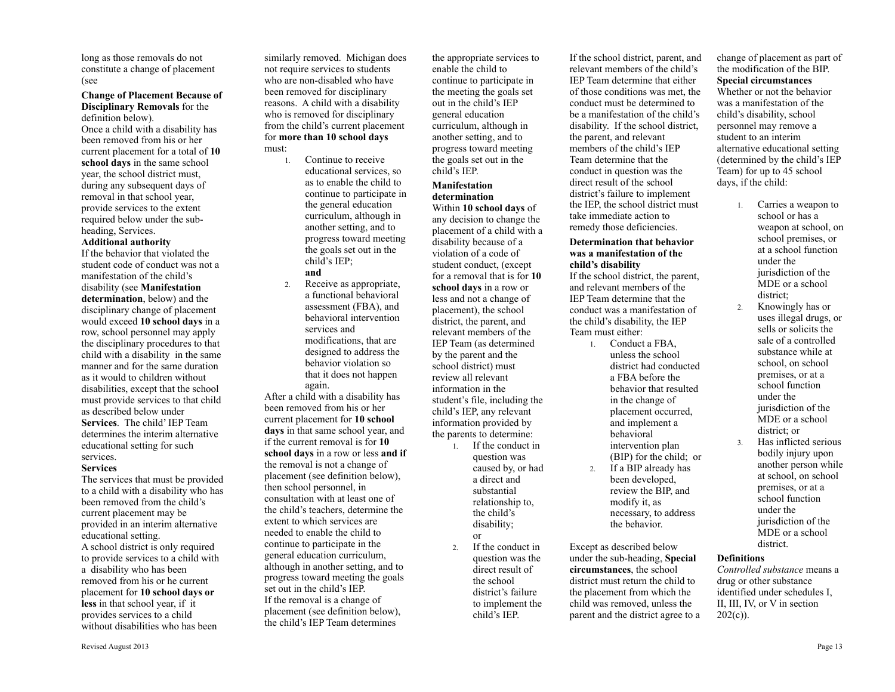long as those removals do not constitute a change of placement (see

**Change of Placement Because of Disciplinary Removals** for the definition below).

Once a child with a disability has been removed from his or her current placement for a total of **10 school days** in the same school year, the school district must, during any subsequent days of removal in that school year, provide services to the extent required below under the sub-heading, Services.

**Additional authority**

If the behavior that violated the student code of conduct was not a manifestation of the child's disability (see **Manifestation determination**, below) and the disciplinary change of placement would exceed **10 school days** in a row, school personnel may apply the disciplinary procedures to that child with a disability in the same manner and for the same duration as it would to children without disabilities, except that the school must provide services to that child as described below under **Services**. The child' IEP Team determines the interim alternative educational setting for such services.

**Services**

The services that must be provided to a child with a disability who has been removed from the child's current placement may be provided in an interim alternative educational setting.

A school district is only required to provide services to a child with a disability who has been removed from his or he current placement for **10 school days or less** in that school year, if it provides services to a child without disabilities who has been similarly removed. Michigan does not require services to students who are non-disabled who have been removed for disciplinary reasons. A child with a disability who is removed for disciplinary from the child's current placement for **more than 10 school days** must:

1. Continue to receive educational services, so as to enable the child to continue to participate in the general education curriculum, although in another setting, and to progress toward meeting the goals set out in the child's IEP;
   **and**
2. Receive as appropriate, a functional behavioral assessment (FBA), and behavioral intervention services and modifications, that are designed to address the behavior violation so that it does not happen again.

After a child with a disability has been removed from his or her current placement for **10 school days** in that same school year, and if the current removal is for **10 school days** in a row or less **and if** the removal is not a change of placement (see definition below), then school personnel, in consultation with at least one of the child's teachers, determine the extent to which services are needed to enable the child to continue to participate in the general education curriculum, although in another setting, and to progress toward meeting the goals set out in the child's IEP.

If the removal is a change of placement (see definition below), the child's IEP Team determines the appropriate services to enable the child to continue to participate in the meeting the goals set out in the child's IEP general education curriculum, although in another setting, and to progress toward meeting the goals set out in the child's IEP.

**Manifestation determination**

Within **10 school days** of any decision to change the placement of a child with a disability because of a violation of a code of student conduct, (except for a removal that is for **10 school days** in a row or less and not a change of placement), the school district, the parent, and relevant members of the IEP Team (as determined by the parent and the school district) must review all relevant information in the student's file, including the child's IEP, any relevant information provided by the parents to determine:

1. If the conduct in question was caused by, or had a direct and substantial relationship to, the child's disability;
   or
2. If the conduct in question was the direct result of the school district's failure to implement the child's IEP.

If the school district, parent, and relevant members of the child's IEP Team determine that either of those conditions was met, the conduct must be determined to be a manifestation of the child's disability. If the school district, the parent, and relevant members of the child's IEP Team determine that the conduct in question was the direct result of the school district's failure to implement the IEP, the school district must take immediate action to remedy those deficiencies.

**Determination that behavior was a manifestation of the child's disability**

If the school district, the parent, and relevant members of the IEP Team determine that the conduct was a manifestation of the child's disability, the IEP Team must either:

1. Conduct a FBA, unless the school district had conducted a FBA before the behavior that resulted in the change of placement occurred, and implement a behavioral intervention plan (BIP) for the child; or
2. If a BIP already has been developed, review the BIP, and modify it, as necessary, to address the behavior.

Except as described below under the sub-heading, **Special circumstances**, the school district must return the child to the placement from which the child was removed, unless the parent and the district agree to a change of placement as part of the modification of the BIP.

**Special circumstances**

Whether or not the behavior was a manifestation of the child's disability, school personnel may remove a student to an interim alternative educational setting (determined by the child's IEP Team) for up to 45 school days, if the child:

1. Carries a weapon to school or has a weapon at school, on school premises, or at a school function under the jurisdiction of the MDE or a school district;
2. Knowingly has or uses illegal drugs, or sells or solicits the sale of a controlled substance while at school, on school premises, or at a school function under the jurisdiction of the MDE or a school district; or
3. Has inflicted serious bodily injury upon another person while at school, on school premises, or at a school function under the jurisdiction of the MDE or a school district.

**Definitions**

*Controlled substance* means a drug or other substance identified under schedules I, II, III, IV, or V in section 202(c)).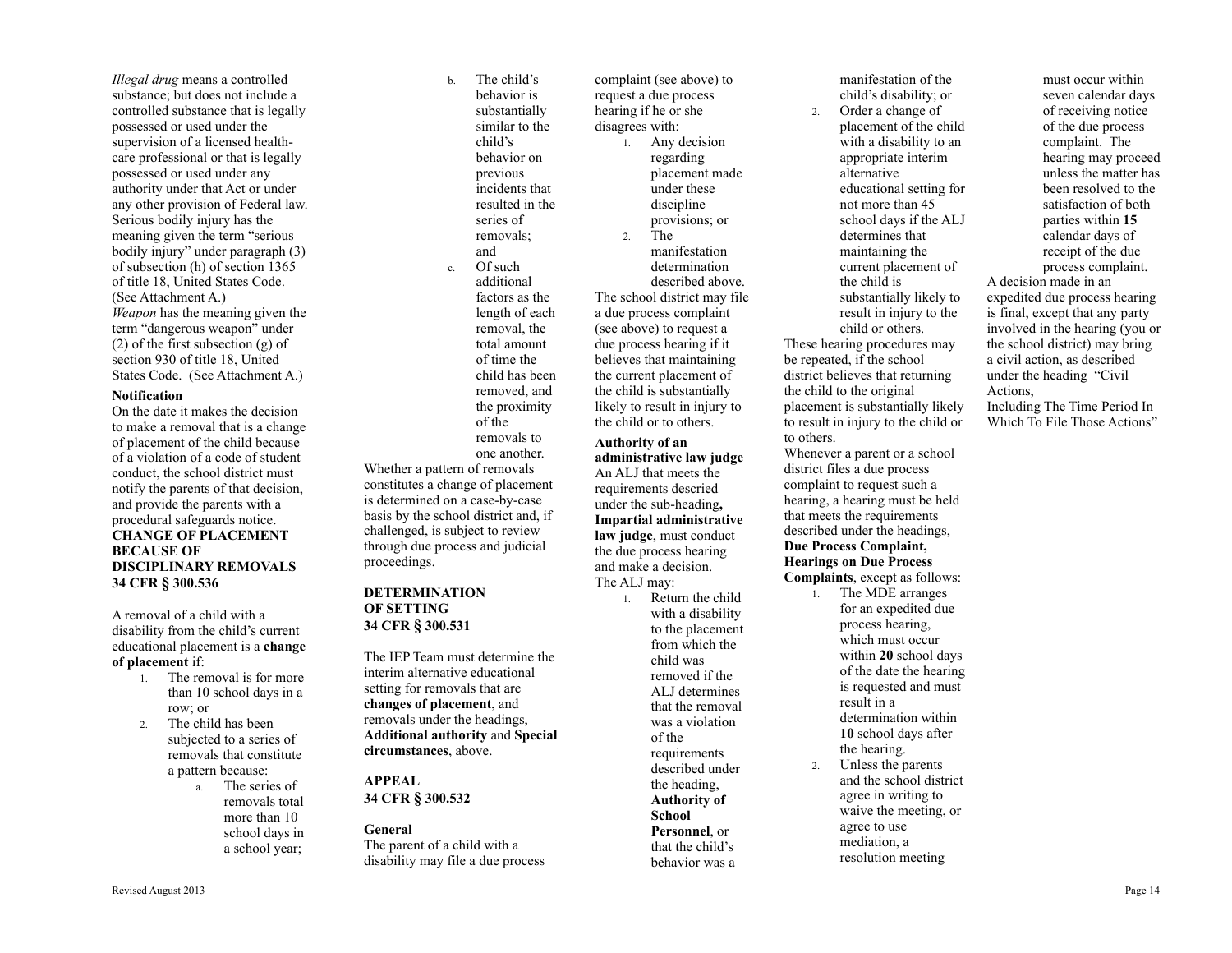*Illegal drug* means a controlled substance; but does not include a controlled substance that is legally possessed or used under the supervision of a licensed health-care professional or that is legally possessed or used under any authority under that Act or under any other provision of Federal law. Serious bodily injury has the meaning given the term "serious bodily injury" under paragraph (3) of subsection (h) of section 1365 of title 18, United States Code. (See Attachment A.)

*Weapon* has the meaning given the term "dangerous weapon" under (2) of the first subsection (g) of section 930 of title 18, United States Code. (See Attachment A.)

**Notification**

On the date it makes the decision to make a removal that is a change of placement of the child because of a violation of a code of student conduct, the school district must notify the parents of that decision, and provide the parents with a procedural safeguards notice.

**CHANGE OF PLACEMENT BECAUSE OF DISCIPLINARY REMOVALS**
**34 CFR § 300.536**

A removal of a child with a disability from the child's current educational placement is a **change of placement** if:

1. The removal is for more than 10 school days in a row; or
2. The child has been subjected to a series of removals that constitute a pattern because:
   a. The series of removals total more than 10 school days in a school year;
   b. The child's behavior is substantially similar to the child's behavior on previous incidents that resulted in the series of removals; and
   c. Of such additional factors as the length of each removal, the total amount of time the child has been removed, and the proximity of the removals to one another.

Whether a pattern of removals constitutes a change of placement is determined on a case-by-case basis by the school district and, if challenged, is subject to review through due process and judicial proceedings.

**DETERMINATION OF SETTING**
**34 CFR § 300.531**

The IEP Team must determine the interim alternative educational setting for removals that are **changes of placement**, and removals under the headings, **Additional authority** and **Special circumstances**, above.

**APPEAL**
**34 CFR § 300.532**

**General**

The parent of a child with a disability may file a due process complaint (see above) to request a due process hearing if he or she disagrees with:

1. Any decision regarding placement made under these discipline provisions; or
2. The manifestation determination described above.

The school district may file a due process complaint (see above) to request a due process hearing if it believes that maintaining the current placement of the child is substantially likely to result in injury to the child or to others.

**Authority of an administrative law judge**

An ALJ that meets the requirements descried under the sub-heading**, Impartial administrative law judge**, must conduct the due process hearing and make a decision. The ALJ may:

1. Return the child with a disability to the placement from which the child was removed if the ALJ determines that the removal was a violation of the requirements described under the heading, **Authority of School Personnel**, or that the child's behavior was a manifestation of the child's disability; or
2. Order a change of placement of the child with a disability to an appropriate interim alternative educational setting for not more than 45 school days if the ALJ determines that maintaining the current placement of the child is substantially likely to result in injury to the child or others.

These hearing procedures may be repeated, if the school district believes that returning the child to the original placement is substantially likely to result in injury to the child or to others.

Whenever a parent or a school district files a due process complaint to request such a hearing, a hearing must be held that meets the requirements described under the headings, **Due Process Complaint, Hearings on Due Process Complaints**, except as follows:

1. The MDE arranges for an expedited due process hearing, which must occur within **20** school days of the date the hearing is requested and must result in a determination within **10** school days after the hearing.
2. Unless the parents and the school district agree in writing to waive the meeting, or agree to use mediation, a resolution meeting must occur within seven calendar days of receiving notice of the due process complaint. The hearing may proceed unless the matter has been resolved to the satisfaction of both parties within **15** calendar days of receipt of the due process complaint.

A decision made in an expedited due process hearing is final, except that any party involved in the hearing (you or the school district) may bring a civil action, as described under the heading "Civil Actions, Including The Time Period In Which To File Those Actions"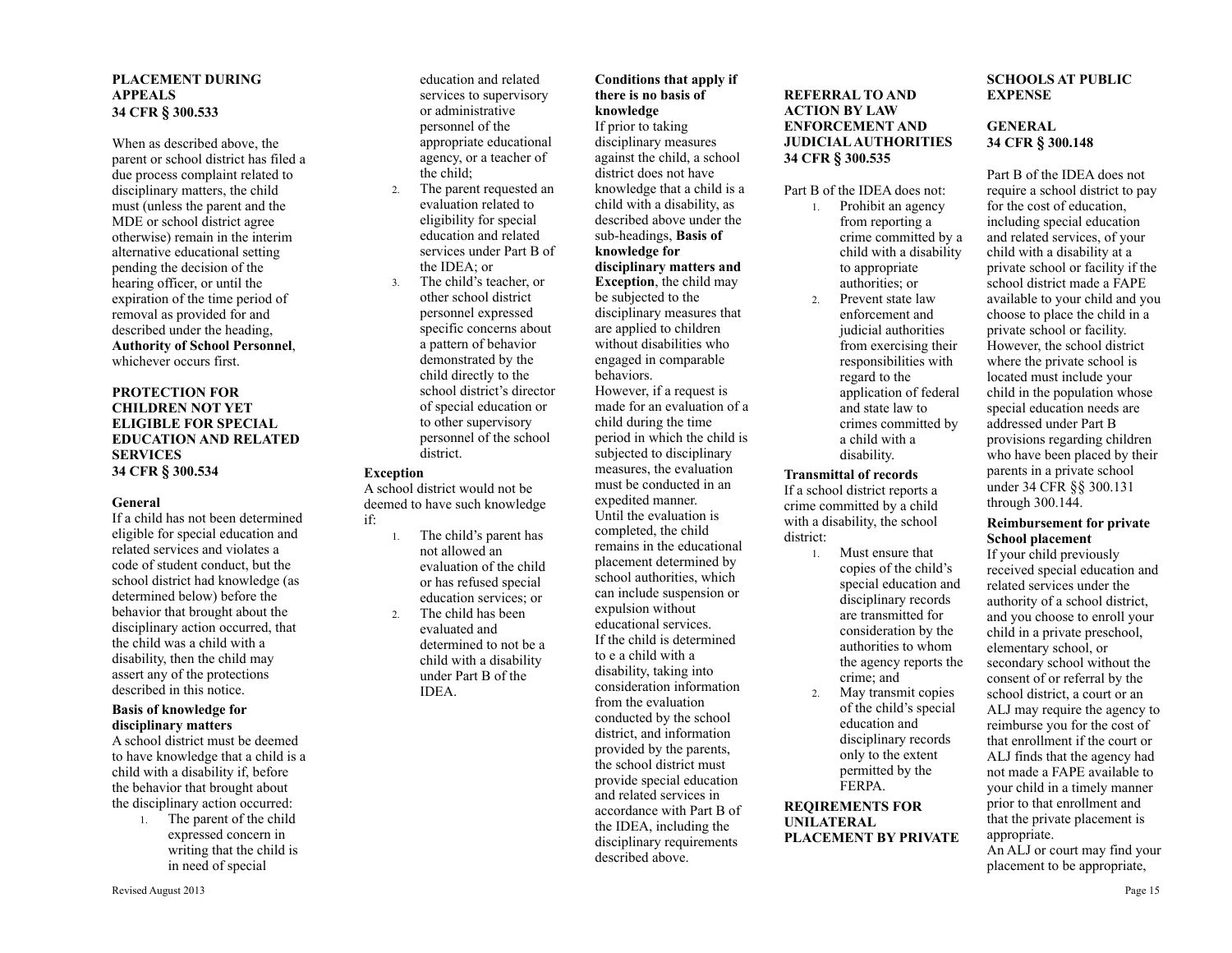**PLACEMENT DURING APPEALS**
**34 CFR § 300.533**

When as described above, the parent or school district has filed a due process complaint related to disciplinary matters, the child must (unless the parent and the MDE or school district agree otherwise) remain in the interim alternative educational setting pending the decision of the hearing officer, or until the expiration of the time period of removal as provided for and described under the heading, **Authority of School Personnel**, whichever occurs first.

**PROTECTION FOR CHILDREN NOT YET ELIGIBLE FOR SPECIAL EDUCATION AND RELATED SERVICES**
**34 CFR § 300.534**

**General**

If a child has not been determined eligible for special education and related services and violates a code of student conduct, but the school district had knowledge (as determined below) before the behavior that brought about the disciplinary action occurred, that the child was a child with a disability, then the child may assert any of the protections described in this notice.

**Basis of knowledge for disciplinary matters**

A school district must be deemed to have knowledge that a child is a child with a disability if, before the behavior that brought about the disciplinary action occurred:

1. The parent of the child expressed concern in writing that the child is in need of special education and related services to supervisory or administrative personnel of the appropriate educational agency, or a teacher of the child;
2. The parent requested an evaluation related to eligibility for special education and related services under Part B of the IDEA; or
3. The child's teacher, or other school district personnel expressed specific concerns about a pattern of behavior demonstrated by the child directly to the school district's director of special education or to other supervisory personnel of the school district.

**Exception**

A school district would not be deemed to have such knowledge if:

1. The child's parent has not allowed an evaluation of the child or has refused special education services; or
2. The child has been evaluated and determined to not be a child with a disability under Part B of the IDEA.

**Conditions that apply if there is no basis of knowledge**

If prior to taking disciplinary measures against the child, a school district does not have knowledge that a child is a child with a disability, as described above under the sub-headings, **Basis of knowledge for disciplinary matters and Exception**, the child may be subjected to the disciplinary measures that are applied to children without disabilities who engaged in comparable behaviors.

However, if a request is made for an evaluation of a child during the time period in which the child is subjected to disciplinary measures, the evaluation must be conducted in an expedited manner.

Until the evaluation is completed, the child remains in the educational placement determined by school authorities, which can include suspension or expulsion without educational services.

If the child is determined to e a child with a disability, taking into consideration information from the evaluation conducted by the school district, and information provided by the parents, the school district must provide special education and related services in accordance with Part B of the IDEA, including the disciplinary requirements described above.

**REFERRAL TO AND ACTION BY LAW ENFORCEMENT AND JUDICIAL AUTHORITIES**
**34 CFR § 300.535**

Part B of the IDEA does not:

1. Prohibit an agency from reporting a crime committed by a child with a disability to appropriate authorities; or
2. Prevent state law enforcement and judicial authorities from exercising their responsibilities with regard to the application of federal and state law to crimes committed by a child with a disability.

**Transmittal of records**

If a school district reports a crime committed by a child with a disability, the school district:

1. Must ensure that copies of the child's special education and disciplinary records are transmitted for consideration by the authorities to whom the agency reports the crime; and
2. May transmit copies of the child's special education and disciplinary records only to the extent permitted by the FERPA.

**REQIREMENTS FOR UNILATERAL PLACEMENT BY PRIVATE SCHOOLS AT PUBLIC EXPENSE**

**GENERAL**
**34 CFR § 300.148**

Part B of the IDEA does not require a school district to pay for the cost of education, including special education and related services, of your child with a disability at a private school or facility if the school district made a FAPE available to your child and you choose to place the child in a private school or facility. However, the school district where the private school is located must include your child in the population whose special education needs are addressed under Part B provisions regarding children who have been placed by their parents in a private school under 34 CFR §§ 300.131 through 300.144.

**Reimbursement for private School placement**

If your child previously received special education and related services under the authority of a school district, and you choose to enroll your child in a private preschool, elementary school, or secondary school without the consent of or referral by the school district, a court or an ALJ may require the agency to reimburse you for the cost of that enrollment if the court or ALJ finds that the agency had not made a FAPE available to your child in a timely manner prior to that enrollment and that the private placement is appropriate.

An ALJ or court may find your placement to be appropriate,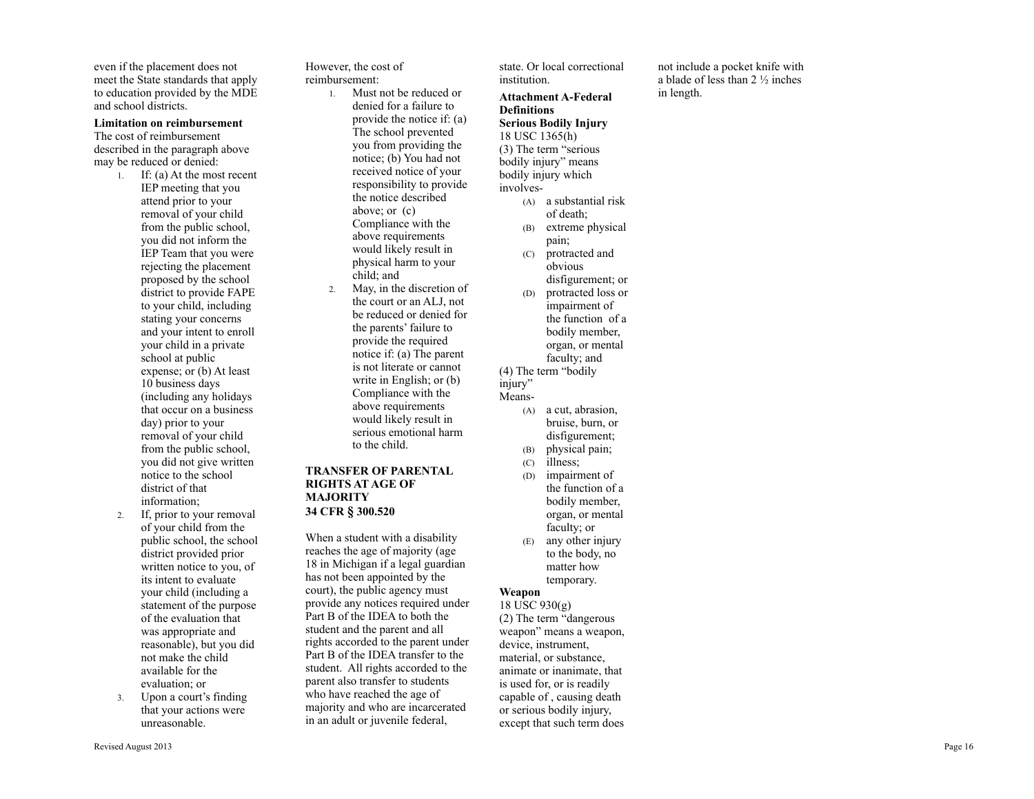even if the placement does not meet the State standards that apply to education provided by the MDE and school districts.

**Limitation on reimbursement**
The cost of reimbursement described in the paragraph above may be reduced or denied:

1. If: (a) At the most recent IEP meeting that you attend prior to your removal of your child from the public school, you did not inform the IEP Team that you were rejecting the placement proposed by the school district to provide FAPE to your child, including stating your concerns and your intent to enroll your child in a private school at public expense; or (b) At least 10 business days (including any holidays that occur on a business day) prior to your removal of your child from the public school, you did not give written notice to the school district of that information;
2. If, prior to your removal of your child from the public school, the school district provided prior written notice to you, of its intent to evaluate your child (including a statement of the purpose of the evaluation that was appropriate and reasonable), but you did not make the child available for the evaluation; or
3. Upon a court's finding that your actions were unreasonable.

However, the cost of reimbursement:

1. Must not be reduced or denied for a failure to provide the notice if: (a) The school prevented you from providing the notice; (b) You had not received notice of your responsibility to provide the notice described above; or (c) Compliance with the above requirements would likely result in physical harm to your child; and
2. May, in the discretion of the court or an ALJ, not be reduced or denied for the parents' failure to provide the required notice if: (a) The parent is not literate or cannot write in English; or (b) Compliance with the above requirements would likely result in serious emotional harm to the child.

**TRANSFER OF PARENTAL RIGHTS AT AGE OF MAJORITY**
**34 CFR § 300.520**

When a student with a disability reaches the age of majority (age 18 in Michigan if a legal guardian has not been appointed by the court), the public agency must provide any notices required under Part B of the IDEA to both the student and the parent and all rights accorded to the parent under Part B of the IDEA transfer to the student. All rights accorded to the parent also transfer to students who have reached the age of majority and who are incarcerated in an adult or juvenile federal, state. Or local correctional institution.

**Attachment A-Federal Definitions**
**Serious Bodily Injury**
18 USC 1365(h)
(3) The term "serious bodily injury" means bodily injury which involves-

(A) a substantial risk of death;
(B) extreme physical pain;
(C) protracted and obvious disfigurement; or
(D) protracted loss or impairment of the function of a bodily member, organ, or mental faculty; and

(4) The term "bodily injury" Means-

(A) a cut, abrasion, bruise, burn, or disfigurement;
(B) physical pain;
(C) illness;
(D) impairment of the function of a bodily member, organ, or mental faculty; or
(E) any other injury to the body, no matter how temporary.

**Weapon**
18 USC 930(g)
(2) The term "dangerous weapon" means a weapon, device, instrument, material, or substance, animate or inanimate, that is used for, or is readily capable of , causing death or serious bodily injury, except that such term does not include a pocket knife with a blade of less than 2 ½ inches in length.